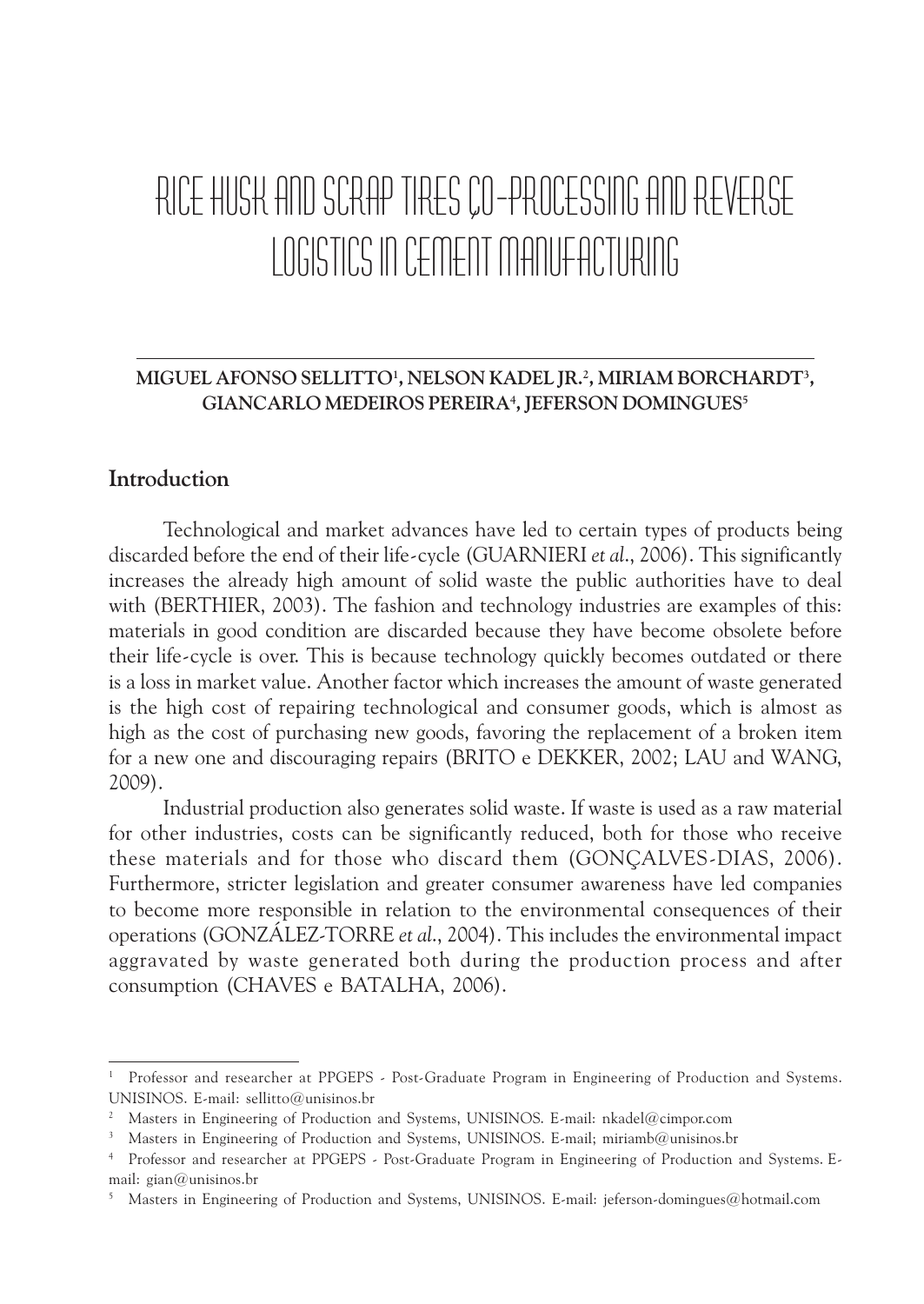# RICE HUSK AND SCRAP TIRES CO-PROCESSING AND REVERSE LOGISTICS IN CEMENT MANUFACTURING

**MIGUEL AFONSO SELLITTO[1], NELSON KADEL JR.[2], MIRIAM BORCHARDT[3], GIANCARLO MEDEIROS PEREIRA[4], JEFERSON DOMINGUES[5]**

## Introduction

Technological and market advances have led to certain types of products being discarded before the end of their life-cycle (GUARNIERI *et al*., 2006). This significantly increases the already high amount of solid waste the public authorities have to deal with (BERTHIER, 2003). The fashion and technology industries are examples of this: materials in good condition are discarded because they have become obsolete before their life-cycle is over. This is because technology quickly becomes outdated or there is a loss in market value. Another factor which increases the amount of waste generated is the high cost of repairing technological and consumer goods, which is almost as high as the cost of purchasing new goods, favoring the replacement of a broken item for a new one and discouraging repairs (BRITO e DEKKER, 2002; LAU and WANG, 2009).

Industrial production also generates solid waste. If waste is used as a raw material for other industries, costs can be significantly reduced, both for those who receive these materials and for those who discard them (GONÇALVES-DIAS, 2006). Furthermore, stricter legislation and greater consumer awareness have led companies to become more responsible in relation to the environmental consequences of their operations (GONZÁLEZ-TORRE *et al*., 2004). This includes the environmental impact aggravated by waste generated both during the production process and after consumption (CHAVES e BATALHA, 2006).

---

[1] Professor and researcher at PPGEPS - Post-Graduate Program in Engineering of Production and Systems. UNISINOS. E-mail: sellitto@unisinos.br

[2] Masters in Engineering of Production and Systems, UNISINOS. E-mail: nkadel@cimpor.com

[3] Masters in Engineering of Production and Systems, UNISINOS. E-mail; miriamb@unisinos.br

[4] Professor and researcher at PPGEPS - Post-Graduate Program in Engineering of Production and Systems. E-mail: gian@unisinos.br

[5] Masters in Engineering of Production and Systems, UNISINOS. E-mail: jeferson-domingues@hotmail.com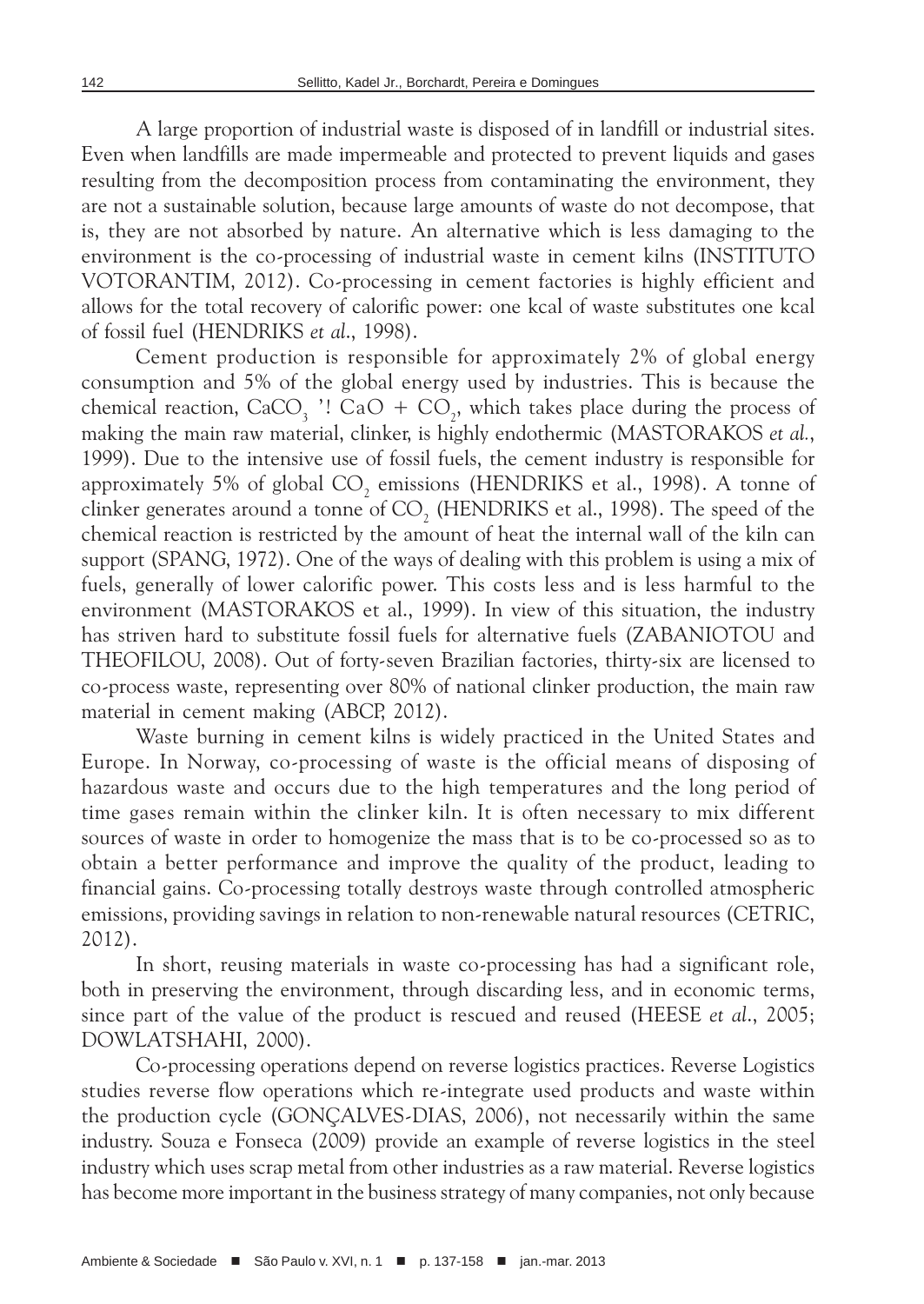A large proportion of industrial waste is disposed of in landfill or industrial sites. Even when landfills are made impermeable and protected to prevent liquids and gases resulting from the decomposition process from contaminating the environment, they are not a sustainable solution, because large amounts of waste do not decompose, that is, they are not absorbed by nature. An alternative which is less damaging to the environment is the co-processing of industrial waste in cement kilns (INSTITUTO VOTORANTIM, 2012). Co-processing in cement factories is highly efficient and allows for the total recovery of calorific power: one kcal of waste substitutes one kcal of fossil fuel (HENDRIKS *et al.*, 1998).

Cement production is responsible for approximately 2% of global energy consumption and 5% of the global energy used by industries. This is because the chemical reaction, $CaCO_3$ '! $CaO + CO_2$, which takes place during the process of making the main raw material, clinker, is highly endothermic (MASTORAKOS *et al.*, 1999). Due to the intensive use of fossil fuels, the cement industry is responsible for approximately 5% of global $CO_2$ emissions (HENDRIKS et al., 1998). A tonne of clinker generates around a tonne of $CO_2$ (HENDRIKS et al., 1998). The speed of the chemical reaction is restricted by the amount of heat the internal wall of the kiln can support (SPANG, 1972). One of the ways of dealing with this problem is using a mix of fuels, generally of lower calorific power. This costs less and is less harmful to the environment (MASTORAKOS et al., 1999). In view of this situation, the industry has striven hard to substitute fossil fuels for alternative fuels (ZABANIOTOU and THEOFILOU, 2008). Out of forty-seven Brazilian factories, thirty-six are licensed to co-process waste, representing over 80% of national clinker production, the main raw material in cement making (ABCP, 2012).

Waste burning in cement kilns is widely practiced in the United States and Europe. In Norway, co-processing of waste is the official means of disposing of hazardous waste and occurs due to the high temperatures and the long period of time gases remain within the clinker kiln. It is often necessary to mix different sources of waste in order to homogenize the mass that is to be co-processed so as to obtain a better performance and improve the quality of the product, leading to financial gains. Co-processing totally destroys waste through controlled atmospheric emissions, providing savings in relation to non-renewable natural resources (CETRIC, 2012).

In short, reusing materials in waste co-processing has had a significant role, both in preserving the environment, through discarding less, and in economic terms, since part of the value of the product is rescued and reused (HEESE *et al.*, 2005; DOWLATSHAHI, 2000).

Co-processing operations depend on reverse logistics practices. Reverse Logistics studies reverse flow operations which re-integrate used products and waste within the production cycle (GONÇALVES-DIAS, 2006), not necessarily within the same industry. Souza e Fonseca (2009) provide an example of reverse logistics in the steel industry which uses scrap metal from other industries as a raw material. Reverse logistics has become more important in the business strategy of many companies, not only because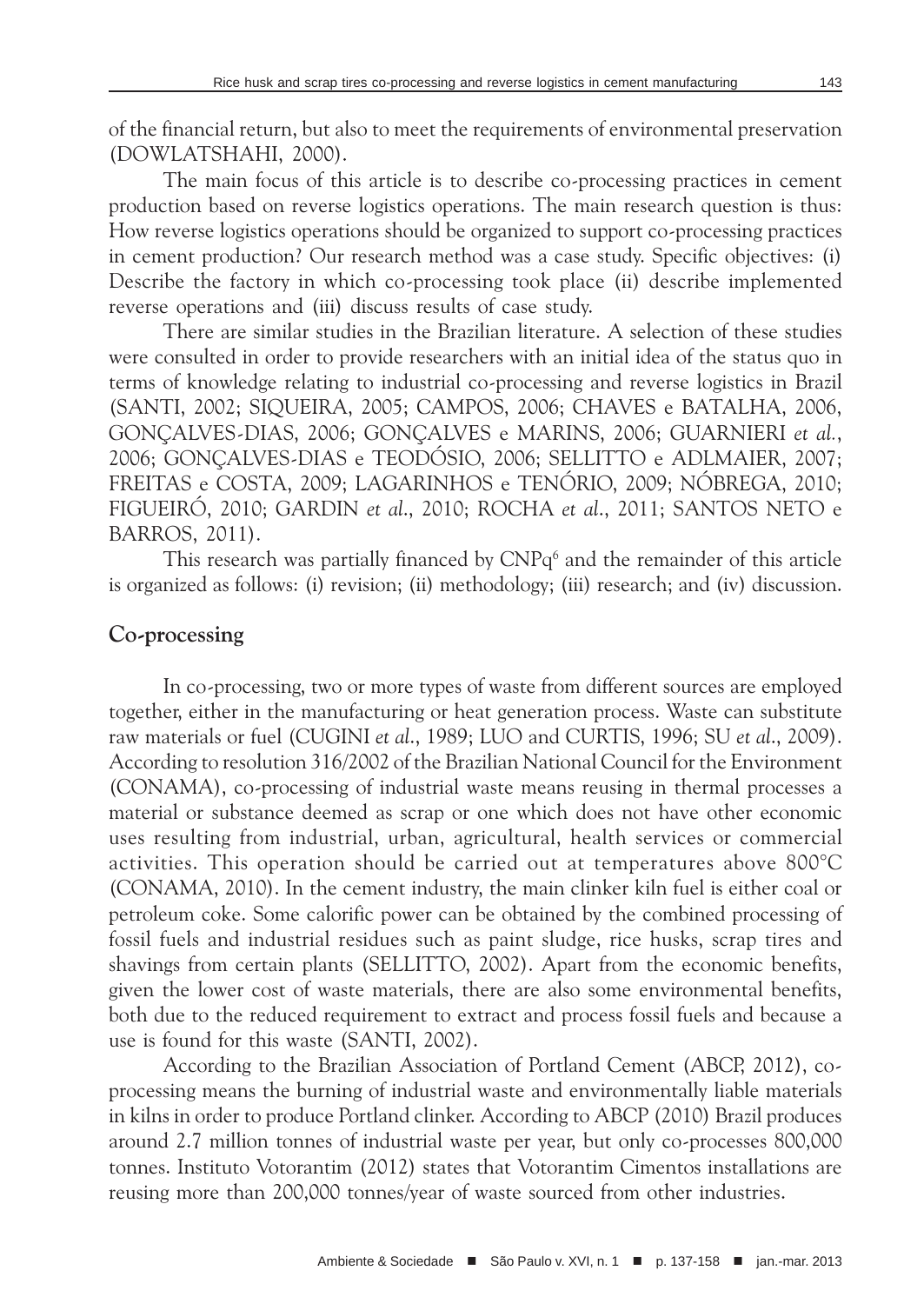of the financial return, but also to meet the requirements of environmental preservation (DOWLATSHAHI, 2000).

The main focus of this article is to describe co-processing practices in cement production based on reverse logistics operations. The main research question is thus: How reverse logistics operations should be organized to support co-processing practices in cement production? Our research method was a case study. Specific objectives: (i) Describe the factory in which co-processing took place (ii) describe implemented reverse operations and (iii) discuss results of case study.

There are similar studies in the Brazilian literature. A selection of these studies were consulted in order to provide researchers with an initial idea of the status quo in terms of knowledge relating to industrial co-processing and reverse logistics in Brazil (SANTI, 2002; SIQUEIRA, 2005; CAMPOS, 2006; CHAVES e BATALHA, 2006, GONÇALVES-DIAS, 2006; GONÇALVES e MARINS, 2006; GUARNIERI *et al.*, 2006; GONÇALVES-DIAS e TEODÓSIO, 2006; SELLITTO e ADLMAIER, 2007; FREITAS e COSTA, 2009; LAGARINHOS e TENÓRIO, 2009; NÓBREGA, 2010; FIGUEIRÓ, 2010; GARDIN *et al.*, 2010; ROCHA *et al.*, 2011; SANTOS NETO e BARROS, 2011).

This research was partially financed by CNPq[6] and the remainder of this article is organized as follows: (i) revision; (ii) methodology; (iii) research; and (iv) discussion.

## Co-processing

In co-processing, two or more types of waste from different sources are employed together, either in the manufacturing or heat generation process. Waste can substitute raw materials or fuel (CUGINI *et al.*, 1989; LUO and CURTIS, 1996; SU *et al.*, 2009). According to resolution 316/2002 of the Brazilian National Council for the Environment (CONAMA), co-processing of industrial waste means reusing in thermal processes a material or substance deemed as scrap or one which does not have other economic uses resulting from industrial, urban, agricultural, health services or commercial activities. This operation should be carried out at temperatures above 800°C (CONAMA, 2010). In the cement industry, the main clinker kiln fuel is either coal or petroleum coke. Some calorific power can be obtained by the combined processing of fossil fuels and industrial residues such as paint sludge, rice husks, scrap tires and shavings from certain plants (SELLITTO, 2002). Apart from the economic benefits, given the lower cost of waste materials, there are also some environmental benefits, both due to the reduced requirement to extract and process fossil fuels and because a use is found for this waste (SANTI, 2002).

According to the Brazilian Association of Portland Cement (ABCP, 2012), co-processing means the burning of industrial waste and environmentally liable materials in kilns in order to produce Portland clinker. According to ABCP (2010) Brazil produces around 2.7 million tonnes of industrial waste per year, but only co-processes 800,000 tonnes. Instituto Votorantim (2012) states that Votorantim Cimentos installations are reusing more than 200,000 tonnes/year of waste sourced from other industries.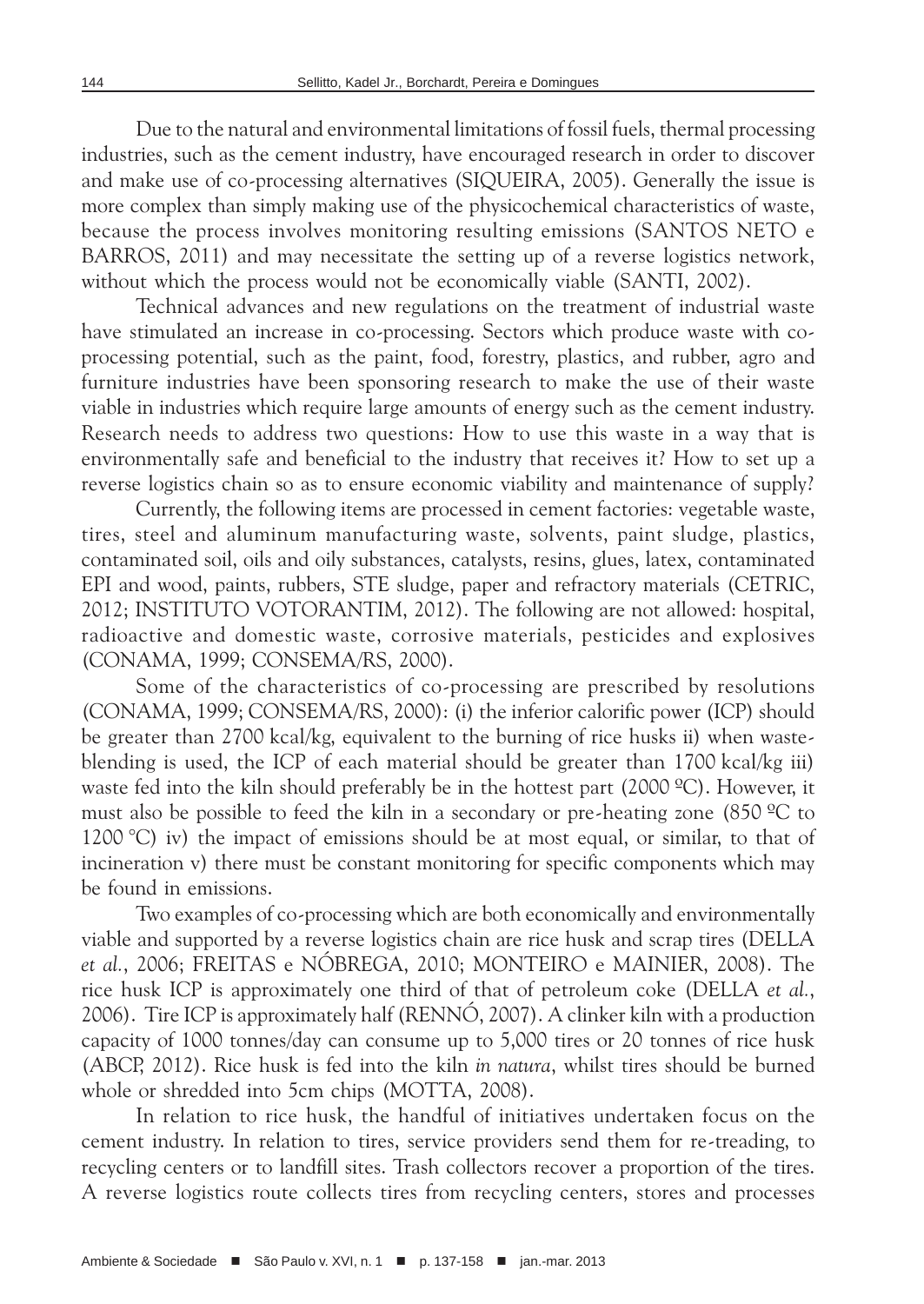Due to the natural and environmental limitations of fossil fuels, thermal processing industries, such as the cement industry, have encouraged research in order to discover and make use of co-processing alternatives (SIQUEIRA, 2005). Generally the issue is more complex than simply making use of the physicochemical characteristics of waste, because the process involves monitoring resulting emissions (SANTOS NETO e BARROS, 2011) and may necessitate the setting up of a reverse logistics network, without which the process would not be economically viable (SANTI, 2002).

Technical advances and new regulations on the treatment of industrial waste have stimulated an increase in co-processing. Sectors which produce waste with co-processing potential, such as the paint, food, forestry, plastics, and rubber, agro and furniture industries have been sponsoring research to make the use of their waste viable in industries which require large amounts of energy such as the cement industry. Research needs to address two questions: How to use this waste in a way that is environmentally safe and beneficial to the industry that receives it? How to set up a reverse logistics chain so as to ensure economic viability and maintenance of supply?

Currently, the following items are processed in cement factories: vegetable waste, tires, steel and aluminum manufacturing waste, solvents, paint sludge, plastics, contaminated soil, oils and oily substances, catalysts, resins, glues, latex, contaminated EPI and wood, paints, rubbers, STE sludge, paper and refractory materials (CETRIC, 2012; INSTITUTO VOTORANTIM, 2012). The following are not allowed: hospital, radioactive and domestic waste, corrosive materials, pesticides and explosives (CONAMA, 1999; CONSEMA/RS, 2000).

Some of the characteristics of co-processing are prescribed by resolutions (CONAMA, 1999; CONSEMA/RS, 2000): (i) the inferior calorific power (ICP) should be greater than 2700 kcal/kg, equivalent to the burning of rice husks ii) when waste-blending is used, the ICP of each material should be greater than 1700 kcal/kg iii) waste fed into the kiln should preferably be in the hottest part (2000 ºC). However, it must also be possible to feed the kiln in a secondary or pre-heating zone (850 ºC to 1200 °C) iv) the impact of emissions should be at most equal, or similar, to that of incineration v) there must be constant monitoring for specific components which may be found in emissions.

Two examples of co-processing which are both economically and environmentally viable and supported by a reverse logistics chain are rice husk and scrap tires (DELLA *et al.*, 2006; FREITAS e NÓBREGA, 2010; MONTEIRO e MAINIER, 2008). The rice husk ICP is approximately one third of that of petroleum coke (DELLA *et al.*, 2006). Tire ICP is approximately half (RENNÓ, 2007). A clinker kiln with a production capacity of 1000 tonnes/day can consume up to 5,000 tires or 20 tonnes of rice husk (ABCP, 2012). Rice husk is fed into the kiln *in natura*, whilst tires should be burned whole or shredded into 5cm chips (MOTTA, 2008).

In relation to rice husk, the handful of initiatives undertaken focus on the cement industry. In relation to tires, service providers send them for re-treading, to recycling centers or to landfill sites. Trash collectors recover a proportion of the tires. A reverse logistics route collects tires from recycling centers, stores and processes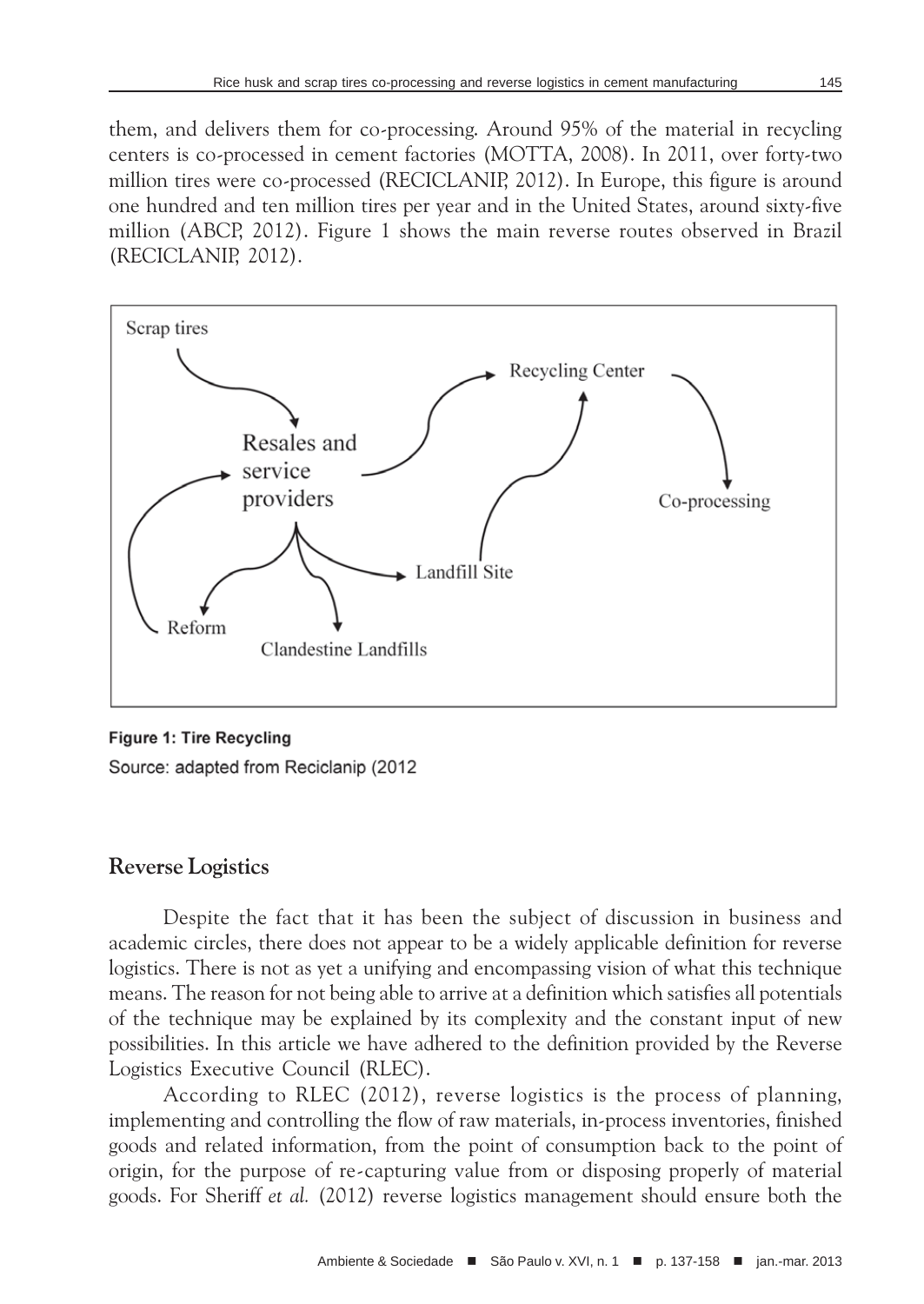them, and delivers them for co-processing. Around 95% of the material in recycling centers is co-processed in cement factories (MOTTA, 2008). In 2011, over forty-two million tires were co-processed (RECICLANIP, 2012). In Europe, this figure is around one hundred and ten million tires per year and in the United States, around sixty-five million (ABCP, 2012). Figure 1 shows the main reverse routes observed in Brazil (RECICLANIP, 2012).

Scrap tires

Resales and service providers

Recycling Center

Co-processing

Landfill Site

Reform

Clandestine Landfills

**Figure 1: Tire Recycling**

Source: adapted from Reciclanip (2012

## Reverse Logistics

Despite the fact that it has been the subject of discussion in business and academic circles, there does not appear to be a widely applicable definition for reverse logistics. There is not as yet a unifying and encompassing vision of what this technique means. The reason for not being able to arrive at a definition which satisfies all potentials of the technique may be explained by its complexity and the constant input of new possibilities. In this article we have adhered to the definition provided by the Reverse Logistics Executive Council (RLEC).

According to RLEC (2012), reverse logistics is the process of planning, implementing and controlling the flow of raw materials, in-process inventories, finished goods and related information, from the point of consumption back to the point of origin, for the purpose of re-capturing value from or disposing properly of material goods. For Sheriff *et al.* (2012) reverse logistics management should ensure both the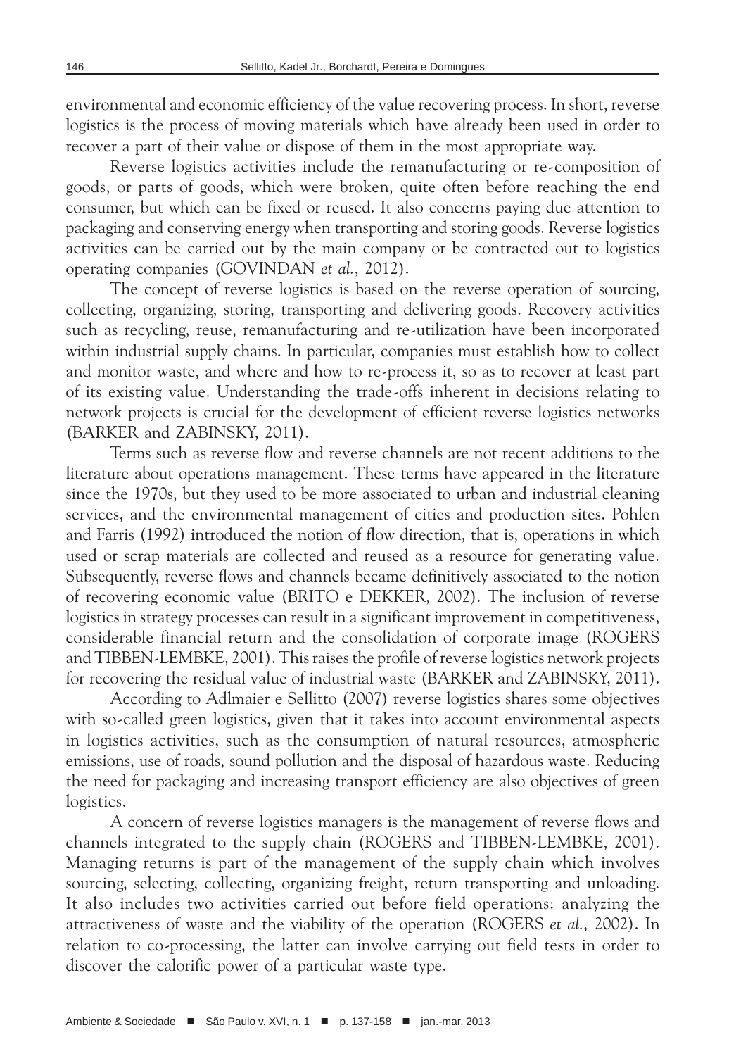environmental and economic efficiency of the value recovering process. In short, reverse logistics is the process of moving materials which have already been used in order to recover a part of their value or dispose of them in the most appropriate way.

Reverse logistics activities include the remanufacturing or re-composition of goods, or parts of goods, which were broken, quite often before reaching the end consumer, but which can be fixed or reused. It also concerns paying due attention to packaging and conserving energy when transporting and storing goods. Reverse logistics activities can be carried out by the main company or be contracted out to logistics operating companies (GOVINDAN *et al.*, 2012).

The concept of reverse logistics is based on the reverse operation of sourcing, collecting, organizing, storing, transporting and delivering goods. Recovery activities such as recycling, reuse, remanufacturing and re-utilization have been incorporated within industrial supply chains. In particular, companies must establish how to collect and monitor waste, and where and how to re-process it, so as to recover at least part of its existing value. Understanding the trade-offs inherent in decisions relating to network projects is crucial for the development of efficient reverse logistics networks (BARKER and ZABINSKY, 2011).

Terms such as reverse flow and reverse channels are not recent additions to the literature about operations management. These terms have appeared in the literature since the 1970s, but they used to be more associated to urban and industrial cleaning services, and the environmental management of cities and production sites. Pohlen and Farris (1992) introduced the notion of flow direction, that is, operations in which used or scrap materials are collected and reused as a resource for generating value. Subsequently, reverse flows and channels became definitively associated to the notion of recovering economic value (BRITO e DEKKER, 2002). The inclusion of reverse logistics in strategy processes can result in a significant improvement in competitiveness, considerable financial return and the consolidation of corporate image (ROGERS and TIBBEN-LEMBKE, 2001). This raises the profile of reverse logistics network projects for recovering the residual value of industrial waste (BARKER and ZABINSKY, 2011).

According to Adlmaier e Sellitto (2007) reverse logistics shares some objectives with so-called green logistics, given that it takes into account environmental aspects in logistics activities, such as the consumption of natural resources, atmospheric emissions, use of roads, sound pollution and the disposal of hazardous waste. Reducing the need for packaging and increasing transport efficiency are also objectives of green logistics.

A concern of reverse logistics managers is the management of reverse flows and channels integrated to the supply chain (ROGERS and TIBBEN-LEMBKE, 2001). Managing returns is part of the management of the supply chain which involves sourcing, selecting, collecting, organizing freight, return transporting and unloading. It also includes two activities carried out before field operations: analyzing the attractiveness of waste and the viability of the operation (ROGERS *et al.*, 2002). In relation to co-processing, the latter can involve carrying out field tests in order to discover the calorific power of a particular waste type.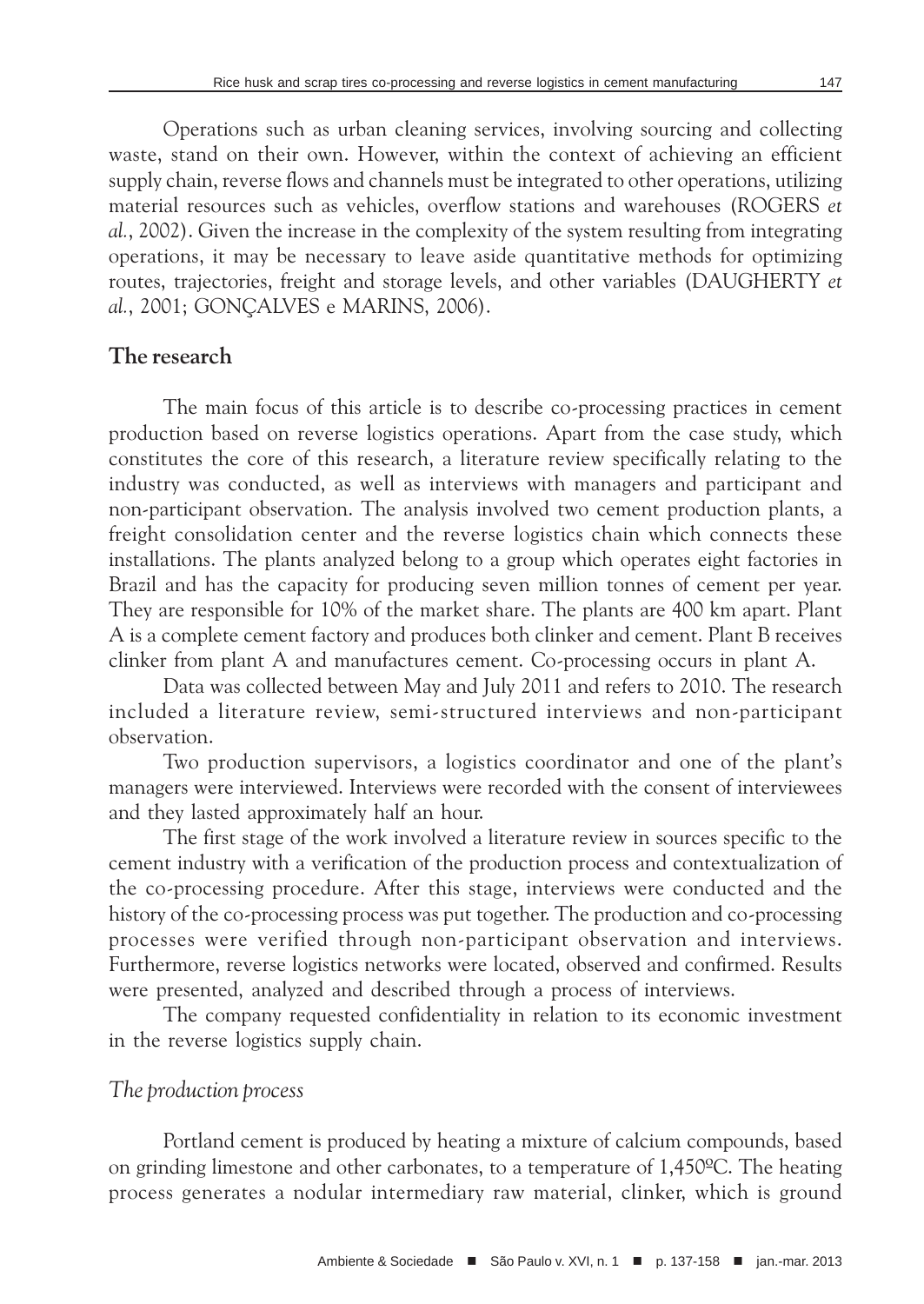Operations such as urban cleaning services, involving sourcing and collecting waste, stand on their own. However, within the context of achieving an efficient supply chain, reverse flows and channels must be integrated to other operations, utilizing material resources such as vehicles, overflow stations and warehouses (ROGERS *et al.*, 2002). Given the increase in the complexity of the system resulting from integrating operations, it may be necessary to leave aside quantitative methods for optimizing routes, trajectories, freight and storage levels, and other variables (DAUGHERTY *et al.*, 2001; GONÇALVES e MARINS, 2006).

## The research

The main focus of this article is to describe co-processing practices in cement production based on reverse logistics operations. Apart from the case study, which constitutes the core of this research, a literature review specifically relating to the industry was conducted, as well as interviews with managers and participant and non-participant observation. The analysis involved two cement production plants, a freight consolidation center and the reverse logistics chain which connects these installations. The plants analyzed belong to a group which operates eight factories in Brazil and has the capacity for producing seven million tonnes of cement per year. They are responsible for 10% of the market share. The plants are 400 km apart. Plant A is a complete cement factory and produces both clinker and cement. Plant B receives clinker from plant A and manufactures cement. Co-processing occurs in plant A.

Data was collected between May and July 2011 and refers to 2010. The research included a literature review, semi-structured interviews and non-participant observation.

Two production supervisors, a logistics coordinator and one of the plant's managers were interviewed. Interviews were recorded with the consent of interviewees and they lasted approximately half an hour.

The first stage of the work involved a literature review in sources specific to the cement industry with a verification of the production process and contextualization of the co-processing procedure. After this stage, interviews were conducted and the history of the co-processing process was put together. The production and co-processing processes were verified through non-participant observation and interviews. Furthermore, reverse logistics networks were located, observed and confirmed. Results were presented, analyzed and described through a process of interviews.

The company requested confidentiality in relation to its economic investment in the reverse logistics supply chain.

### *The production process*

Portland cement is produced by heating a mixture of calcium compounds, based on grinding limestone and other carbonates, to a temperature of 1,450ºC. The heating process generates a nodular intermediary raw material, clinker, which is ground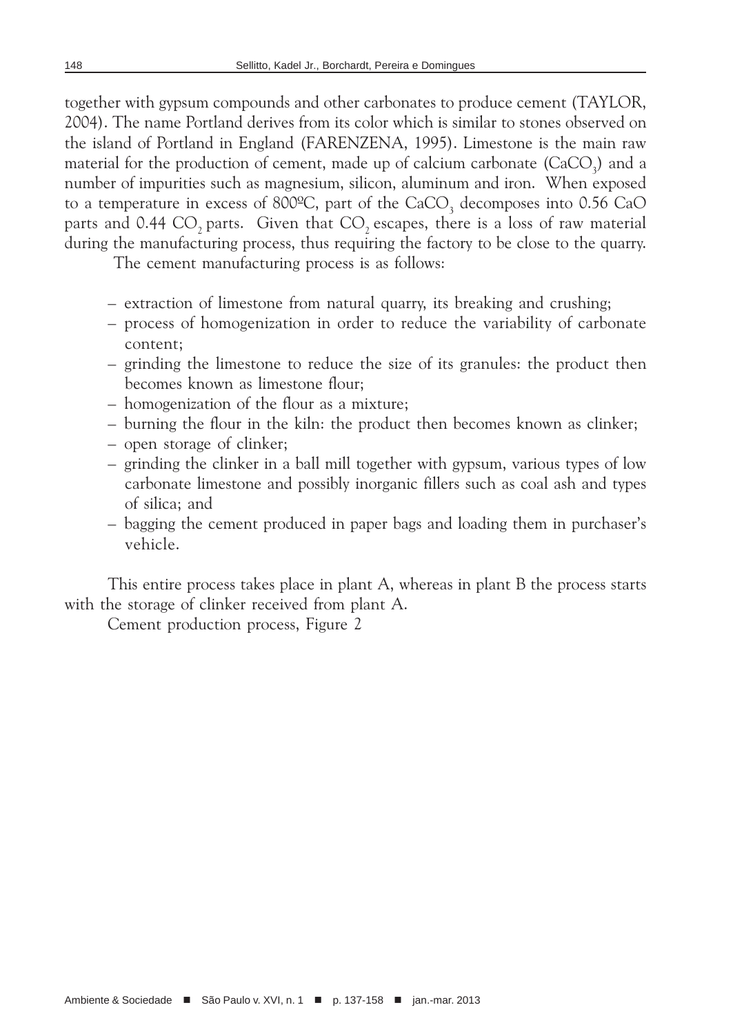together with gypsum compounds and other carbonates to produce cement (TAYLOR, 2004). The name Portland derives from its color which is similar to stones observed on the island of Portland in England (FARENZENA, 1995). Limestone is the main raw material for the production of cement, made up of calcium carbonate ($CaCO_3$) and a number of impurities such as magnesium, silicon, aluminum and iron. When exposed to a temperature in excess of 800ºC, part of the $CaCO_3$ decomposes into 0.56 CaO parts and 0.44 $CO_2$ parts. Given that $CO_2$ escapes, there is a loss of raw material during the manufacturing process, thus requiring the factory to be close to the quarry.

The cement manufacturing process is as follows:

- extraction of limestone from natural quarry, its breaking and crushing;
- process of homogenization in order to reduce the variability of carbonate content;
- grinding the limestone to reduce the size of its granules: the product then becomes known as limestone flour;
- homogenization of the flour as a mixture;
- burning the flour in the kiln: the product then becomes known as clinker;
- open storage of clinker;
- grinding the clinker in a ball mill together with gypsum, various types of low carbonate limestone and possibly inorganic fillers such as coal ash and types of silica; and
- bagging the cement produced in paper bags and loading them in purchaser's vehicle.

This entire process takes place in plant A, whereas in plant B the process starts with the storage of clinker received from plant A.

Cement production process, Figure 2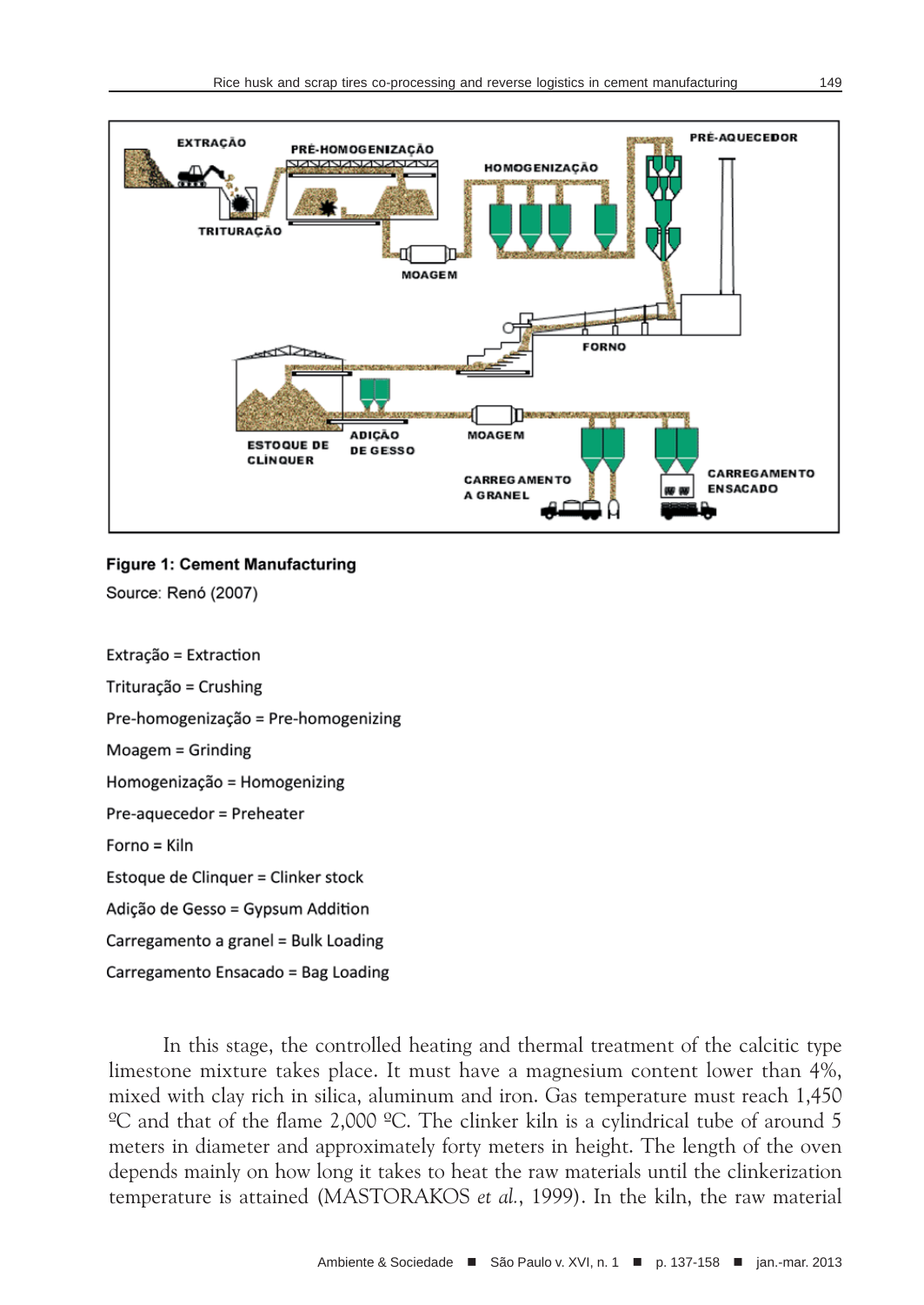**Figure 1: Cement Manufacturing**

Source: Renó (2007)

Extração = Extraction

Trituração = Crushing

Pre-homogenização = Pre-homogenizing

Moagem = Grinding

Homogenização = Homogenizing

Pre-aquecedor = Preheater

Forno = Kiln

Estoque de Clinquer = Clinker stock

Adição de Gesso = Gypsum Addition

Carregamento a granel = Bulk Loading

Carregamento Ensacado = Bag Loading

In this stage, the controlled heating and thermal treatment of the calcitic type limestone mixture takes place. It must have a magnesium content lower than 4%, mixed with clay rich in silica, aluminum and iron. Gas temperature must reach 1,450 ºC and that of the flame 2,000 ºC. The clinker kiln is a cylindrical tube of around 5 meters in diameter and approximately forty meters in height. The length of the oven depends mainly on how long it takes to heat the raw materials until the clinkerization temperature is attained (MASTORAKOS *et al.*, 1999). In the kiln, the raw material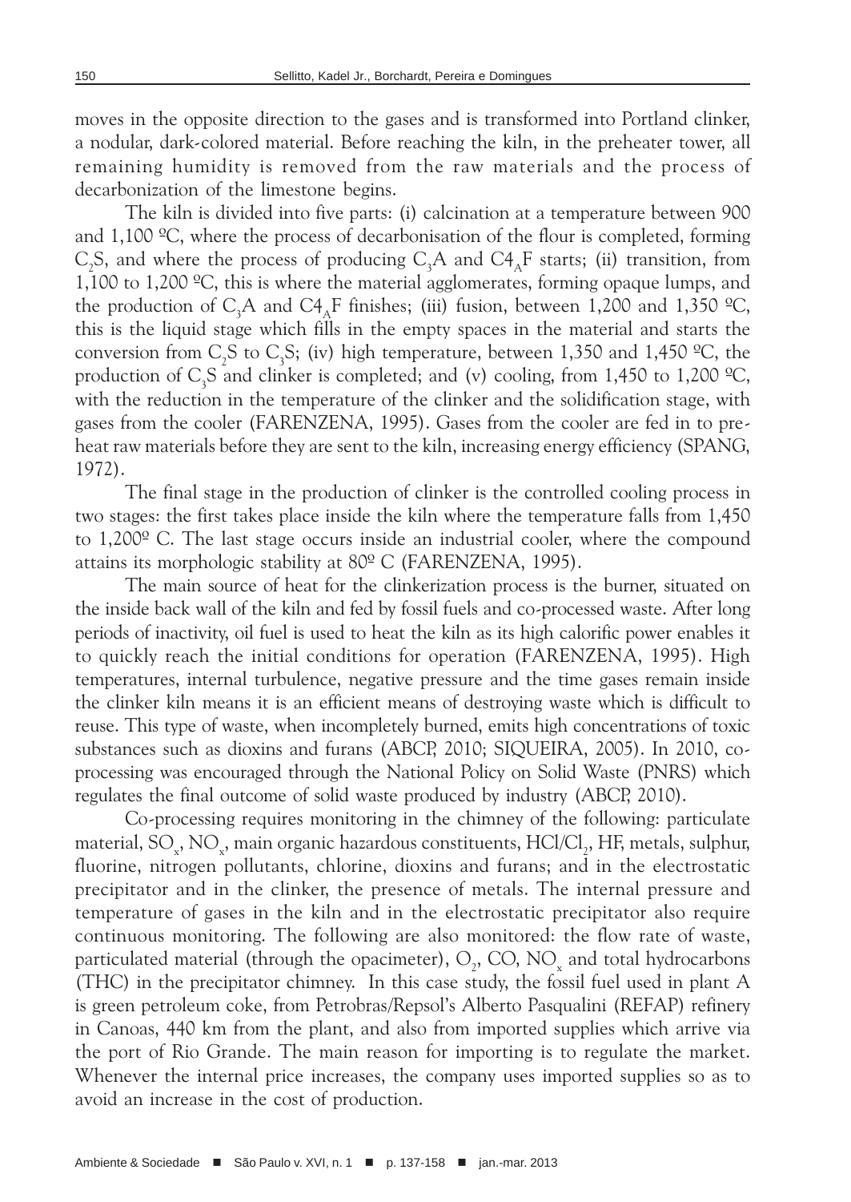moves in the opposite direction to the gases and is transformed into Portland clinker, a nodular, dark-colored material. Before reaching the kiln, in the preheater tower, all remaining humidity is removed from the raw materials and the process of decarbonization of the limestone begins.

The kiln is divided into five parts: (i) calcination at a temperature between 900 and 1,100 ºC, where the process of decarbonisation of the flour is completed, forming $C_2S$, and where the process of producing $C_3A$ and $C4_AF$ starts; (ii) transition, from 1,100 to 1,200 ºC, this is where the material agglomerates, forming opaque lumps, and the production of $C_3A$ and $C4_AF$ finishes; (iii) fusion, between 1,200 and 1,350 ºC, this is the liquid stage which fills in the empty spaces in the material and starts the conversion from $C_2S$ to $C_3S$; (iv) high temperature, between 1,350 and 1,450 ºC, the production of $C_3S$ and clinker is completed; and (v) cooling, from 1,450 to 1,200 ºC, with the reduction in the temperature of the clinker and the solidification stage, with gases from the cooler (FARENZENA, 1995). Gases from the cooler are fed in to pre-heat raw materials before they are sent to the kiln, increasing energy efficiency (SPANG, 1972).

The final stage in the production of clinker is the controlled cooling process in two stages: the first takes place inside the kiln where the temperature falls from 1,450 to 1,200º C. The last stage occurs inside an industrial cooler, where the compound attains its morphologic stability at 80º C (FARENZENA, 1995).

The main source of heat for the clinkerization process is the burner, situated on the inside back wall of the kiln and fed by fossil fuels and co-processed waste. After long periods of inactivity, oil fuel is used to heat the kiln as its high calorific power enables it to quickly reach the initial conditions for operation (FARENZENA, 1995). High temperatures, internal turbulence, negative pressure and the time gases remain inside the clinker kiln means it is an efficient means of destroying waste which is difficult to reuse. This type of waste, when incompletely burned, emits high concentrations of toxic substances such as dioxins and furans (ABCP, 2010; SIQUEIRA, 2005). In 2010, co-processing was encouraged through the National Policy on Solid Waste (PNRS) which regulates the final outcome of solid waste produced by industry (ABCP, 2010).

Co-processing requires monitoring in the chimney of the following: particulate material, $SO_x$, $NO_x$, main organic hazardous constituents, $HCl/Cl_2$, HF, metals, sulphur, fluorine, nitrogen pollutants, chlorine, dioxins and furans; and in the electrostatic precipitator and in the clinker, the presence of metals. The internal pressure and temperature of gases in the kiln and in the electrostatic precipitator also require continuous monitoring. The following are also monitored: the flow rate of waste, particulated material (through the opacimeter), $O_2$, CO, $NO_x$ and total hydrocarbons (THC) in the precipitator chimney. In this case study, the fossil fuel used in plant A is green petroleum coke, from Petrobras/Repsol's Alberto Pasqualini (REFAP) refinery in Canoas, 440 km from the plant, and also from imported supplies which arrive via the port of Rio Grande. The main reason for importing is to regulate the market. Whenever the internal price increases, the company uses imported supplies so as to avoid an increase in the cost of production.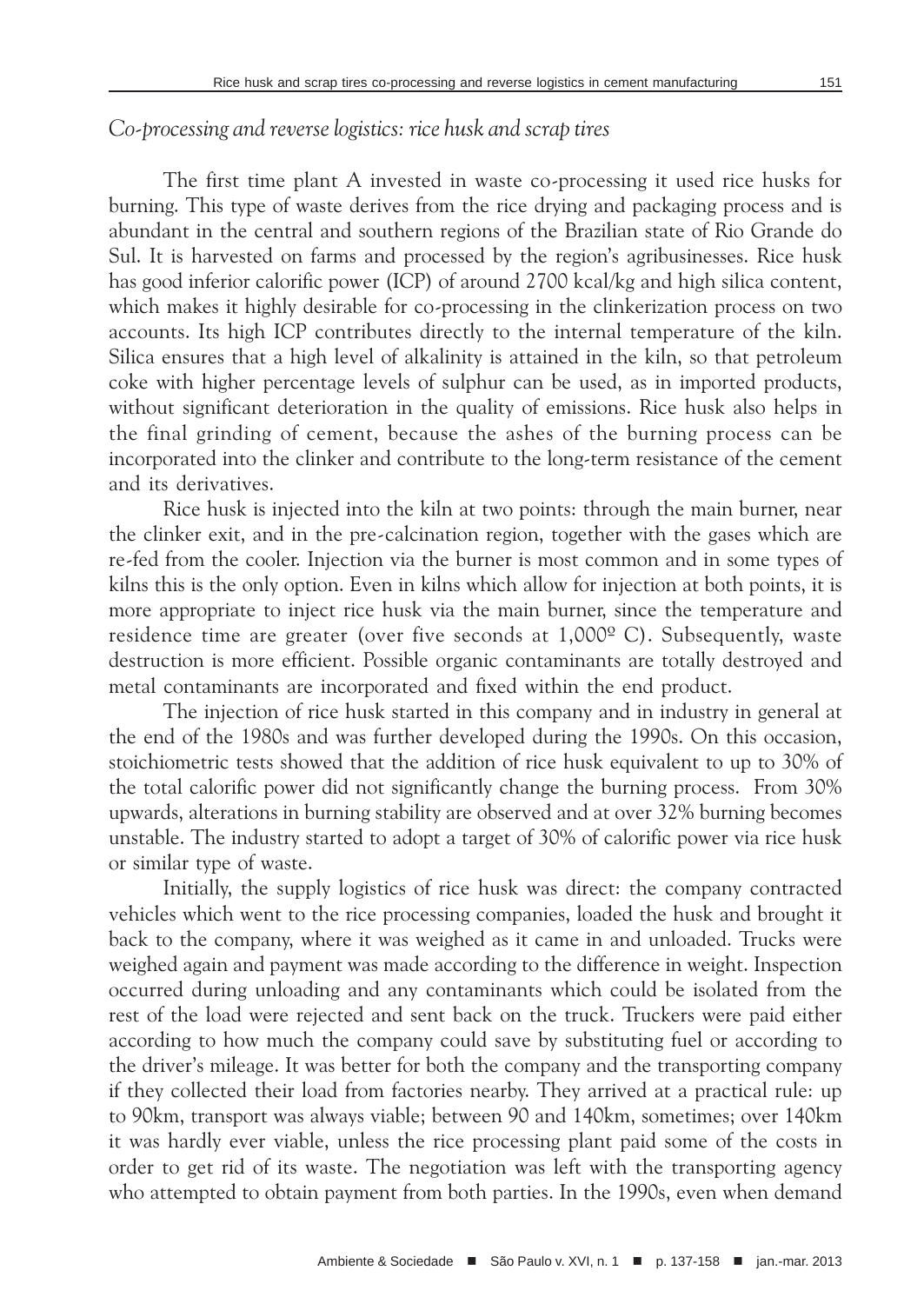*Co-processing and reverse logistics: rice husk and scrap tires*

The first time plant A invested in waste co-processing it used rice husks for burning. This type of waste derives from the rice drying and packaging process and is abundant in the central and southern regions of the Brazilian state of Rio Grande do Sul. It is harvested on farms and processed by the region's agribusinesses. Rice husk has good inferior calorific power (ICP) of around 2700 kcal/kg and high silica content, which makes it highly desirable for co-processing in the clinkerization process on two accounts. Its high ICP contributes directly to the internal temperature of the kiln. Silica ensures that a high level of alkalinity is attained in the kiln, so that petroleum coke with higher percentage levels of sulphur can be used, as in imported products, without significant deterioration in the quality of emissions. Rice husk also helps in the final grinding of cement, because the ashes of the burning process can be incorporated into the clinker and contribute to the long-term resistance of the cement and its derivatives.

Rice husk is injected into the kiln at two points: through the main burner, near the clinker exit, and in the pre-calcination region, together with the gases which are re-fed from the cooler. Injection via the burner is most common and in some types of kilns this is the only option. Even in kilns which allow for injection at both points, it is more appropriate to inject rice husk via the main burner, since the temperature and residence time are greater (over five seconds at 1,000º C). Subsequently, waste destruction is more efficient. Possible organic contaminants are totally destroyed and metal contaminants are incorporated and fixed within the end product.

The injection of rice husk started in this company and in industry in general at the end of the 1980s and was further developed during the 1990s. On this occasion, stoichiometric tests showed that the addition of rice husk equivalent to up to 30% of the total calorific power did not significantly change the burning process. From 30% upwards, alterations in burning stability are observed and at over 32% burning becomes unstable. The industry started to adopt a target of 30% of calorific power via rice husk or similar type of waste.

Initially, the supply logistics of rice husk was direct: the company contracted vehicles which went to the rice processing companies, loaded the husk and brought it back to the company, where it was weighed as it came in and unloaded. Trucks were weighed again and payment was made according to the difference in weight. Inspection occurred during unloading and any contaminants which could be isolated from the rest of the load were rejected and sent back on the truck. Truckers were paid either according to how much the company could save by substituting fuel or according to the driver's mileage. It was better for both the company and the transporting company if they collected their load from factories nearby. They arrived at a practical rule: up to 90km, transport was always viable; between 90 and 140km, sometimes; over 140km it was hardly ever viable, unless the rice processing plant paid some of the costs in order to get rid of its waste. The negotiation was left with the transporting agency who attempted to obtain payment from both parties. In the 1990s, even when demand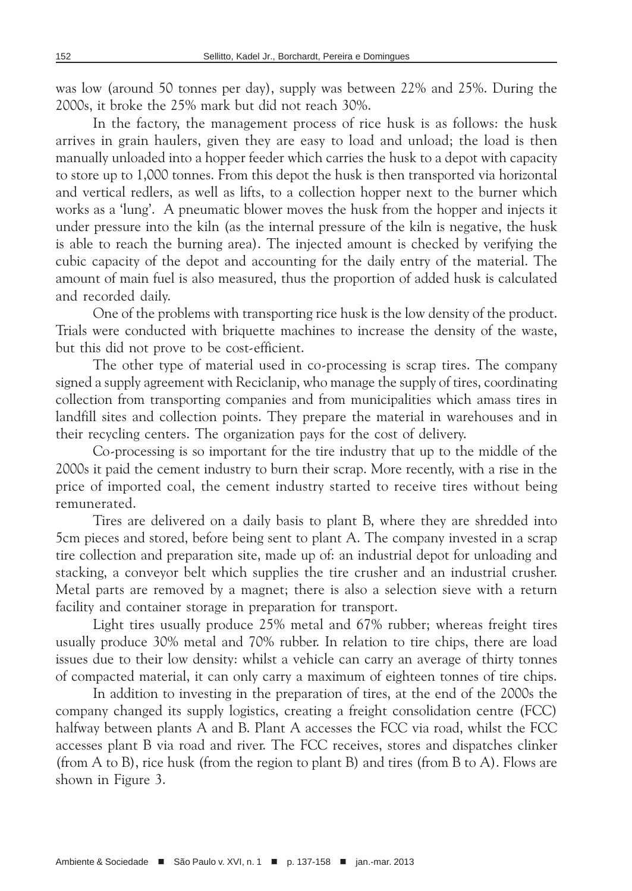was low (around 50 tonnes per day), supply was between 22% and 25%. During the 2000s, it broke the 25% mark but did not reach 30%.

In the factory, the management process of rice husk is as follows: the husk arrives in grain haulers, given they are easy to load and unload; the load is then manually unloaded into a hopper feeder which carries the husk to a depot with capacity to store up to 1,000 tonnes. From this depot the husk is then transported via horizontal and vertical redlers, as well as lifts, to a collection hopper next to the burner which works as a 'lung'. A pneumatic blower moves the husk from the hopper and injects it under pressure into the kiln (as the internal pressure of the kiln is negative, the husk is able to reach the burning area). The injected amount is checked by verifying the cubic capacity of the depot and accounting for the daily entry of the material. The amount of main fuel is also measured, thus the proportion of added husk is calculated and recorded daily.

One of the problems with transporting rice husk is the low density of the product. Trials were conducted with briquette machines to increase the density of the waste, but this did not prove to be cost-efficient.

The other type of material used in co-processing is scrap tires. The company signed a supply agreement with Reciclanip, who manage the supply of tires, coordinating collection from transporting companies and from municipalities which amass tires in landfill sites and collection points. They prepare the material in warehouses and in their recycling centers. The organization pays for the cost of delivery.

Co-processing is so important for the tire industry that up to the middle of the 2000s it paid the cement industry to burn their scrap. More recently, with a rise in the price of imported coal, the cement industry started to receive tires without being remunerated.

Tires are delivered on a daily basis to plant B, where they are shredded into 5cm pieces and stored, before being sent to plant A. The company invested in a scrap tire collection and preparation site, made up of: an industrial depot for unloading and stacking, a conveyor belt which supplies the tire crusher and an industrial crusher. Metal parts are removed by a magnet; there is also a selection sieve with a return facility and container storage in preparation for transport.

Light tires usually produce 25% metal and 67% rubber; whereas freight tires usually produce 30% metal and 70% rubber. In relation to tire chips, there are load issues due to their low density: whilst a vehicle can carry an average of thirty tonnes of compacted material, it can only carry a maximum of eighteen tonnes of tire chips.

In addition to investing in the preparation of tires, at the end of the 2000s the company changed its supply logistics, creating a freight consolidation centre (FCC) halfway between plants A and B. Plant A accesses the FCC via road, whilst the FCC accesses plant B via road and river. The FCC receives, stores and dispatches clinker (from A to B), rice husk (from the region to plant B) and tires (from B to A). Flows are shown in Figure 3.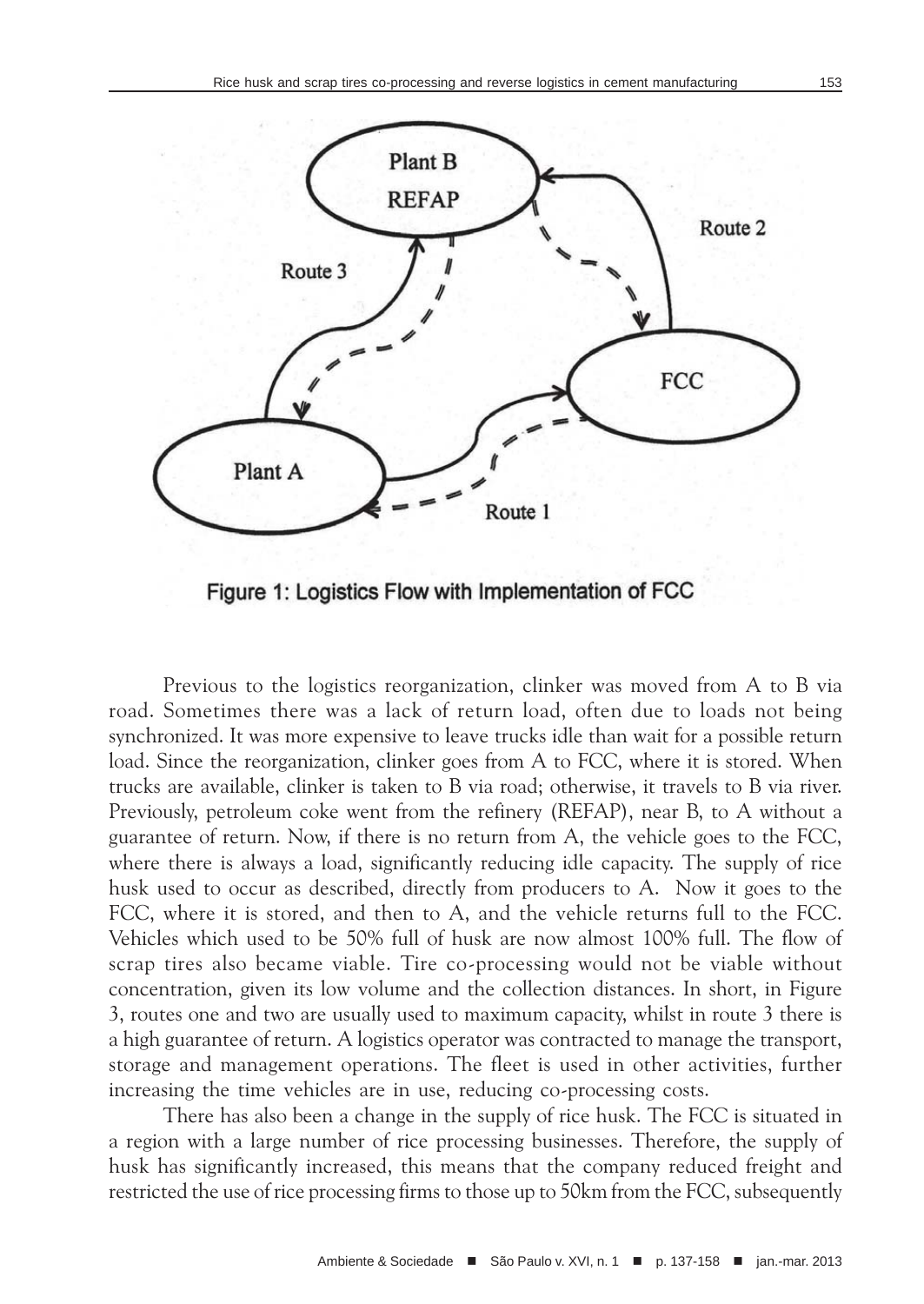Figure 1: Logistics Flow with Implementation of FCC

Previous to the logistics reorganization, clinker was moved from A to B via road. Sometimes there was a lack of return load, often due to loads not being synchronized. It was more expensive to leave trucks idle than wait for a possible return load. Since the reorganization, clinker goes from A to FCC, where it is stored. When trucks are available, clinker is taken to B via road; otherwise, it travels to B via river. Previously, petroleum coke went from the refinery (REFAP), near B, to A without a guarantee of return. Now, if there is no return from A, the vehicle goes to the FCC, where there is always a load, significantly reducing idle capacity. The supply of rice husk used to occur as described, directly from producers to A. Now it goes to the FCC, where it is stored, and then to A, and the vehicle returns full to the FCC. Vehicles which used to be 50% full of husk are now almost 100% full. The flow of scrap tires also became viable. Tire co-processing would not be viable without concentration, given its low volume and the collection distances. In short, in Figure 3, routes one and two are usually used to maximum capacity, whilst in route 3 there is a high guarantee of return. A logistics operator was contracted to manage the transport, storage and management operations. The fleet is used in other activities, further increasing the time vehicles are in use, reducing co-processing costs.

There has also been a change in the supply of rice husk. The FCC is situated in a region with a large number of rice processing businesses. Therefore, the supply of husk has significantly increased, this means that the company reduced freight and restricted the use of rice processing firms to those up to 50km from the FCC, subsequently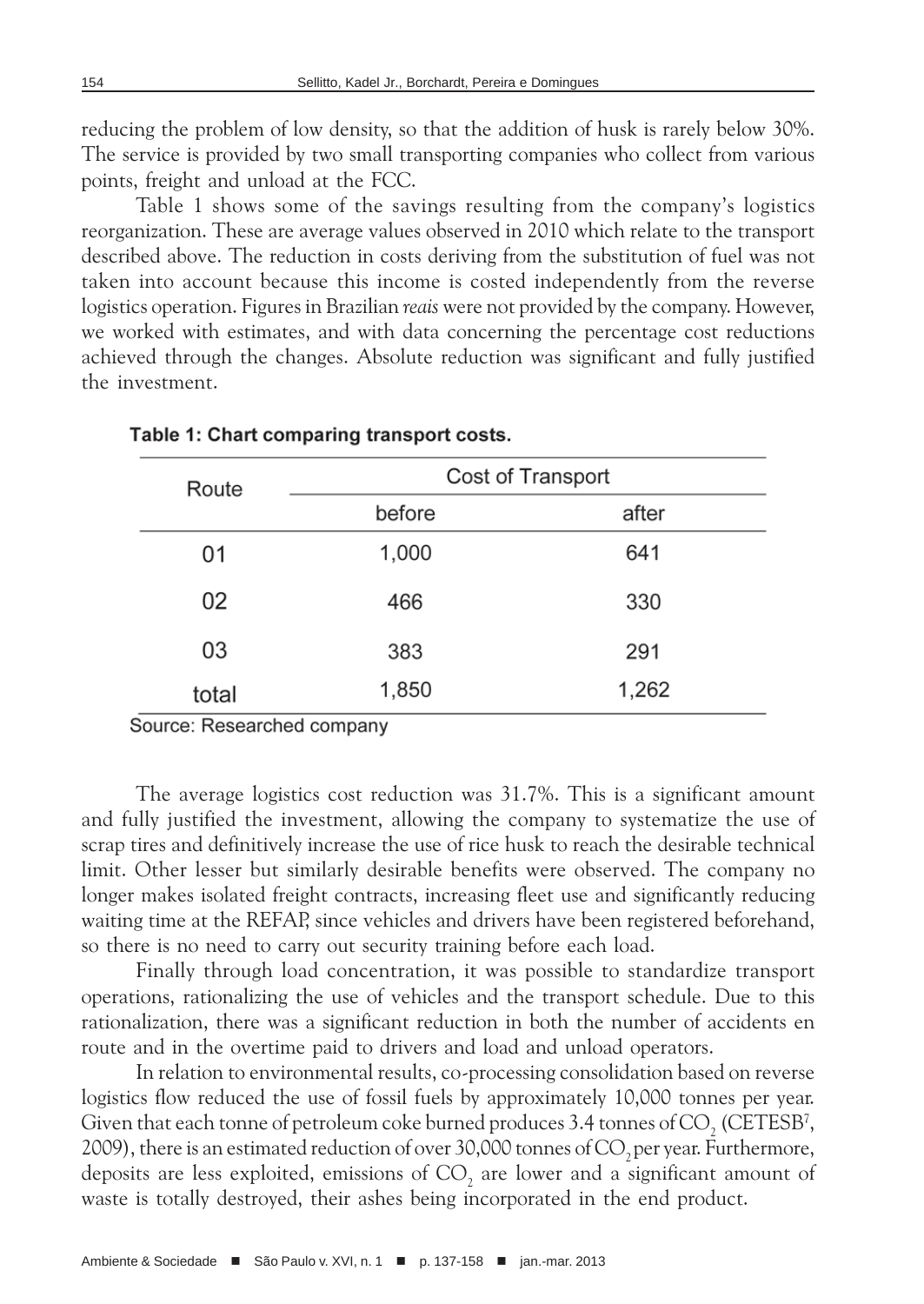reducing the problem of low density, so that the addition of husk is rarely below 30%. The service is provided by two small transporting companies who collect from various points, freight and unload at the FCC.

Table 1 shows some of the savings resulting from the company's logistics reorganization. These are average values observed in 2010 which relate to the transport described above. The reduction in costs deriving from the substitution of fuel was not taken into account because this income is costed independently from the reverse logistics operation. Figures in Brazilian *reais* were not provided by the company. However, we worked with estimates, and with data concerning the percentage cost reductions achieved through the changes. Absolute reduction was significant and fully justified the investment.

**Table 1: Chart comparing transport costs.**

| Route | Cost of Transport | |
|---|---|---|
| | before | after |
| 01 | 1,000 | 641 |
| 02 | 466 | 330 |
| 03 | 383 | 291 |
| total | 1,850 | 1,262 |

Source: Researched company

The average logistics cost reduction was 31.7%. This is a significant amount and fully justified the investment, allowing the company to systematize the use of scrap tires and definitively increase the use of rice husk to reach the desirable technical limit. Other lesser but similarly desirable benefits were observed. The company no longer makes isolated freight contracts, increasing fleet use and significantly reducing waiting time at the REFAP, since vehicles and drivers have been registered beforehand, so there is no need to carry out security training before each load.

Finally through load concentration, it was possible to standardize transport operations, rationalizing the use of vehicles and the transport schedule. Due to this rationalization, there was a significant reduction in both the number of accidents en route and in the overtime paid to drivers and load and unload operators.

In relation to environmental results, co-processing consolidation based on reverse logistics flow reduced the use of fossil fuels by approximately 10,000 tonnes per year. Given that each tonne of petroleum coke burned produces 3.4 tonnes of $CO_2$ (CETESB[7], 2009), there is an estimated reduction of over 30,000 tonnes of $CO_2$ per year. Furthermore, deposits are less exploited, emissions of $CO_2$ are lower and a significant amount of waste is totally destroyed, their ashes being incorporated in the end product.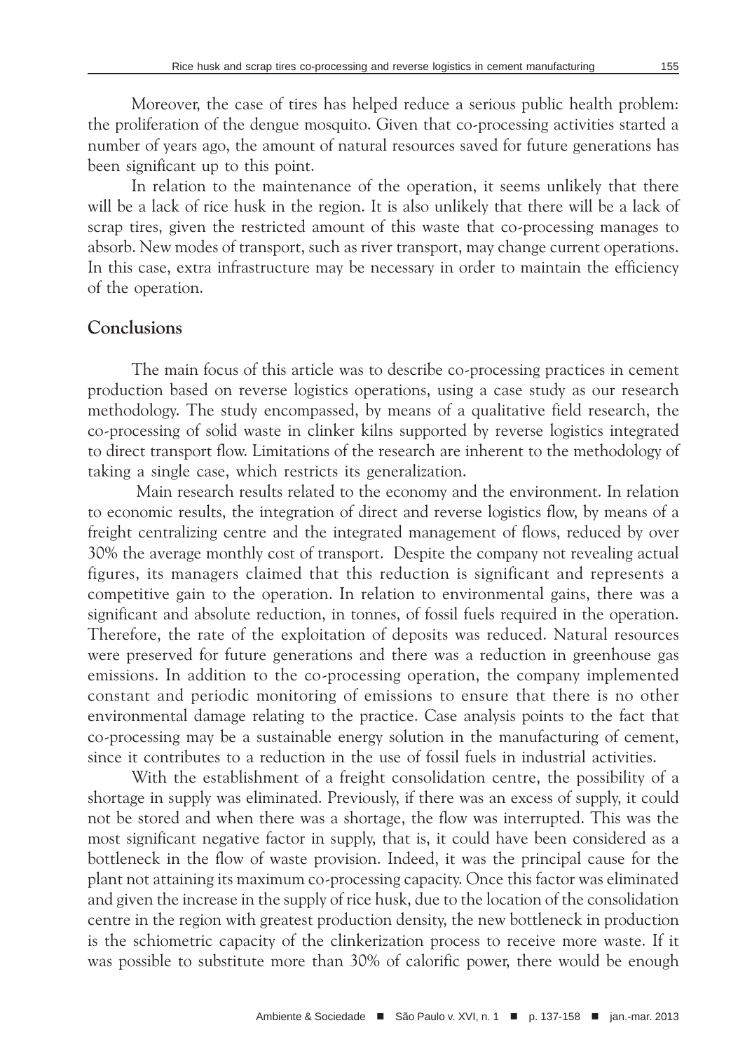Moreover, the case of tires has helped reduce a serious public health problem: the proliferation of the dengue mosquito. Given that co-processing activities started a number of years ago, the amount of natural resources saved for future generations has been significant up to this point.

In relation to the maintenance of the operation, it seems unlikely that there will be a lack of rice husk in the region. It is also unlikely that there will be a lack of scrap tires, given the restricted amount of this waste that co-processing manages to absorb. New modes of transport, such as river transport, may change current operations. In this case, extra infrastructure may be necessary in order to maintain the efficiency of the operation.

## Conclusions

The main focus of this article was to describe co-processing practices in cement production based on reverse logistics operations, using a case study as our research methodology. The study encompassed, by means of a qualitative field research, the co-processing of solid waste in clinker kilns supported by reverse logistics integrated to direct transport flow. Limitations of the research are inherent to the methodology of taking a single case, which restricts its generalization.

Main research results related to the economy and the environment. In relation to economic results, the integration of direct and reverse logistics flow, by means of a freight centralizing centre and the integrated management of flows, reduced by over 30% the average monthly cost of transport. Despite the company not revealing actual figures, its managers claimed that this reduction is significant and represents a competitive gain to the operation. In relation to environmental gains, there was a significant and absolute reduction, in tonnes, of fossil fuels required in the operation. Therefore, the rate of the exploitation of deposits was reduced. Natural resources were preserved for future generations and there was a reduction in greenhouse gas emissions. In addition to the co-processing operation, the company implemented constant and periodic monitoring of emissions to ensure that there is no other environmental damage relating to the practice. Case analysis points to the fact that co-processing may be a sustainable energy solution in the manufacturing of cement, since it contributes to a reduction in the use of fossil fuels in industrial activities.

With the establishment of a freight consolidation centre, the possibility of a shortage in supply was eliminated. Previously, if there was an excess of supply, it could not be stored and when there was a shortage, the flow was interrupted. This was the most significant negative factor in supply, that is, it could have been considered as a bottleneck in the flow of waste provision. Indeed, it was the principal cause for the plant not attaining its maximum co-processing capacity. Once this factor was eliminated and given the increase in the supply of rice husk, due to the location of the consolidation centre in the region with greatest production density, the new bottleneck in production is the schiometric capacity of the clinkerization process to receive more waste. If it was possible to substitute more than 30% of calorific power, there would be enough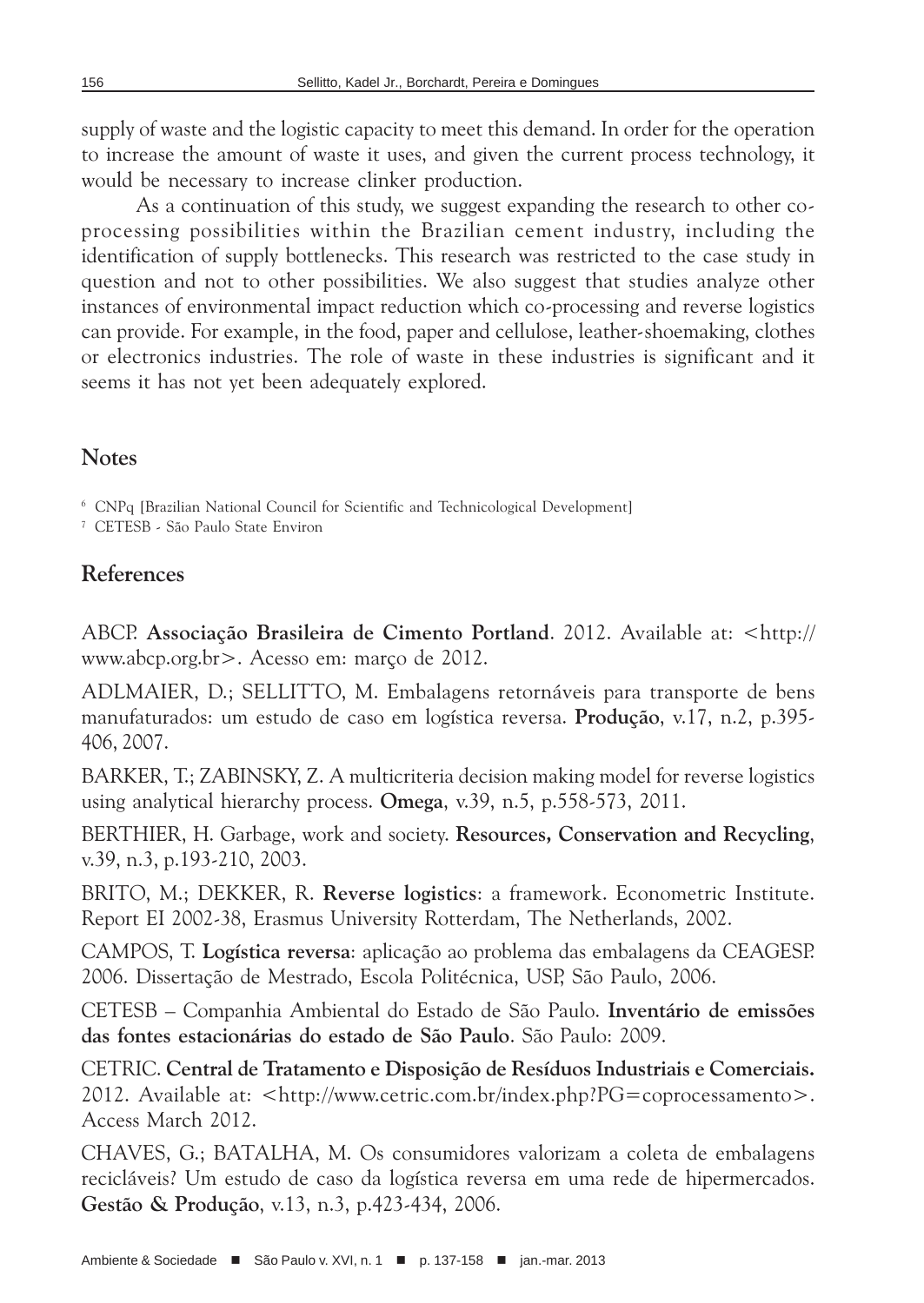supply of waste and the logistic capacity to meet this demand. In order for the operation to increase the amount of waste it uses, and given the current process technology, it would be necessary to increase clinker production.

As a continuation of this study, we suggest expanding the research to other co-processing possibilities within the Brazilian cement industry, including the identification of supply bottlenecks. This research was restricted to the case study in question and not to other possibilities. We also suggest that studies analyze other instances of environmental impact reduction which co-processing and reverse logistics can provide. For example, in the food, paper and cellulose, leather-shoemaking, clothes or electronics industries. The role of waste in these industries is significant and it seems it has not yet been adequately explored.

## Notes

[6] CNPq [Brazilian National Council for Scientific and Technicological Development]

[7] CETESB - São Paulo State Environ

## References

ABCP. **Associação Brasileira de Cimento Portland**. 2012. Available at: <http://www.abcp.org.br>. Acesso em: março de 2012.

ADLMAIER, D.; SELLITTO, M. Embalagens retornáveis para transporte de bens manufaturados: um estudo de caso em logística reversa. **Produção**, v.17, n.2, p.395-406, 2007.

BARKER, T.; ZABINSKY, Z. A multicriteria decision making model for reverse logistics using analytical hierarchy process. **Omega**, v.39, n.5, p.558-573, 2011.

BERTHIER, H. Garbage, work and society. **Resources, Conservation and Recycling**, v.39, n.3, p.193-210, 2003.

BRITO, M.; DEKKER, R. **Reverse logistics**: a framework. Econometric Institute. Report EI 2002-38, Erasmus University Rotterdam, The Netherlands, 2002.

CAMPOS, T. **Logística reversa**: aplicação ao problema das embalagens da CEAGESP. 2006. Dissertação de Mestrado, Escola Politécnica, USP, São Paulo, 2006.

CETESB – Companhia Ambiental do Estado de São Paulo. **Inventário de emissões das fontes estacionárias do estado de São Paulo**. São Paulo: 2009.

CETRIC. **Central de Tratamento e Disposição de Resíduos Industriais e Comerciais.** 2012. Available at: <http://www.cetric.com.br/index.php?PG=coprocessamento>. Access March 2012.

CHAVES, G.; BATALHA, M. Os consumidores valorizam a coleta de embalagens recicláveis? Um estudo de caso da logística reversa em uma rede de hipermercados. **Gestão & Produção**, v.13, n.3, p.423-434, 2006.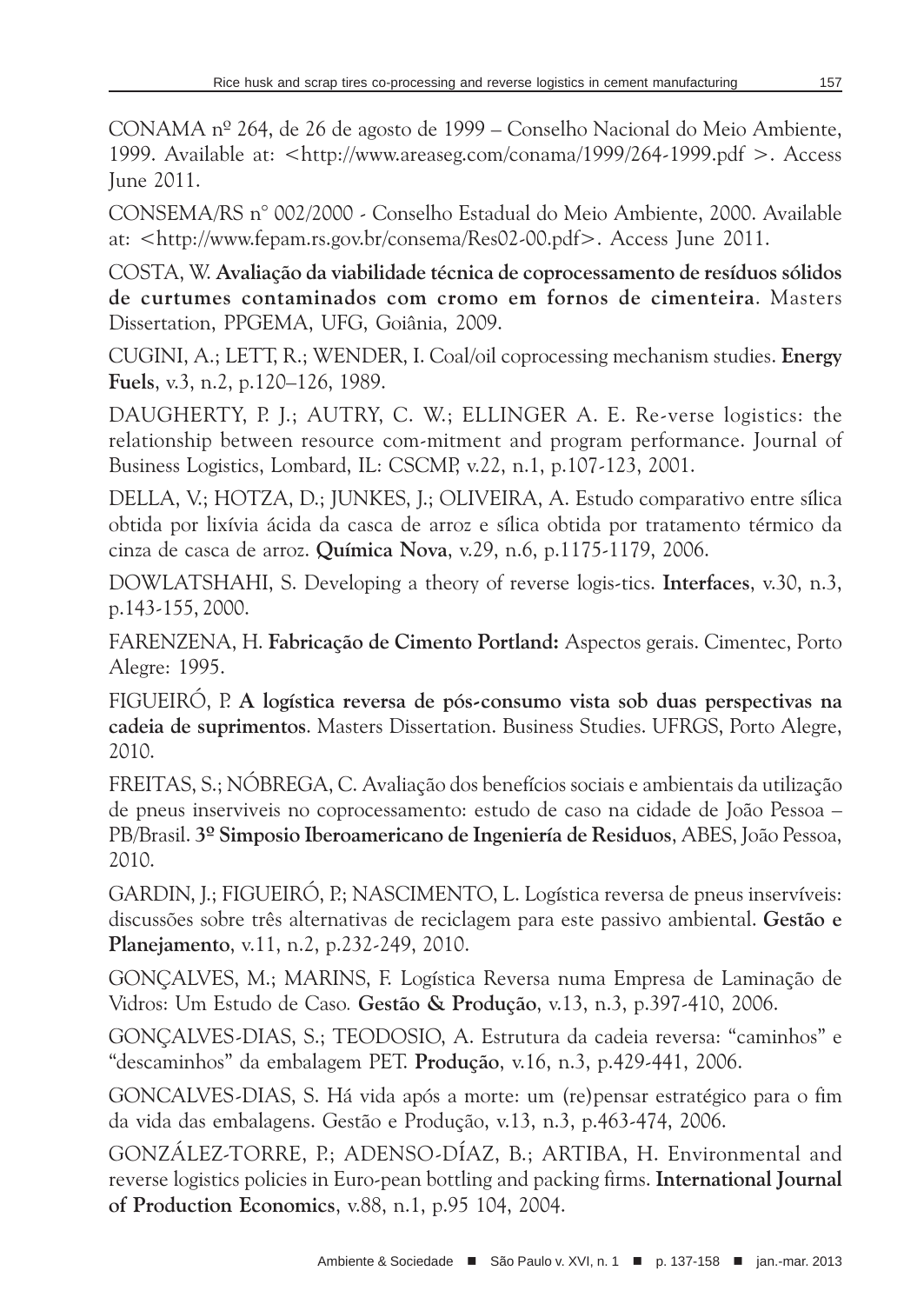CONAMA nº 264, de 26 de agosto de 1999 – Conselho Nacional do Meio Ambiente, 1999. Available at: <http://www.areaseg.com/conama/1999/264-1999.pdf >. Access June 2011.

CONSEMA/RS n° 002/2000 - Conselho Estadual do Meio Ambiente, 2000. Available at: <http://www.fepam.rs.gov.br/consema/Res02-00.pdf>. Access June 2011.

COSTA, W. **Avaliação da viabilidade técnica de coprocessamento de resíduos sólidos de curtumes contaminados com cromo em fornos de cimenteira**. Masters Dissertation, PPGEMA, UFG, Goiânia, 2009.

CUGINI, A.; LETT, R.; WENDER, I. Coal/oil coprocessing mechanism studies. **Energy Fuels**, v.3, n.2, p.120–126, 1989.

DAUGHERTY, P. J.; AUTRY, C. W.; ELLINGER A. E. Re-verse logistics: the relationship between resource com-mitment and program performance. Journal of Business Logistics, Lombard, IL: CSCMP, v.22, n.1, p.107-123, 2001.

DELLA, V.; HOTZA, D.; JUNKES, J.; OLIVEIRA, A. Estudo comparativo entre sílica obtida por lixívia ácida da casca de arroz e sílica obtida por tratamento térmico da cinza de casca de arroz. **Química Nova**, v.29, n.6, p.1175-1179, 2006.

DOWLATSHAHI, S. Developing a theory of reverse logis-tics. **Interfaces**, v.30, n.3, p.143-155, 2000.

FARENZENA, H. **Fabricação de Cimento Portland:** Aspectos gerais. Cimentec, Porto Alegre: 1995.

FIGUEIRÓ, P. **A logística reversa de pós-consumo vista sob duas perspectivas na cadeia de suprimentos**. Masters Dissertation. Business Studies. UFRGS, Porto Alegre, 2010.

FREITAS, S.; NÓBREGA, C. Avaliação dos benefícios sociais e ambientais da utilização de pneus inserviveis no coprocessamento: estudo de caso na cidade de João Pessoa – PB/Brasil. **3º Simposio Iberoamericano de Ingeniería de Residuos**, ABES, João Pessoa, 2010.

GARDIN, J.; FIGUEIRÓ, P.; NASCIMENTO, L. Logística reversa de pneus inservíveis: discussões sobre três alternativas de reciclagem para este passivo ambiental. **Gestão e Planejamento**, v.11, n.2, p.232-249, 2010.

GONÇALVES, M.; MARINS, F. Logística Reversa numa Empresa de Laminação de Vidros: Um Estudo de Caso. **Gestão & Produção**, v.13, n.3, p.397-410, 2006.

GONÇALVES-DIAS, S.; TEODOSIO, A. Estrutura da cadeia reversa: "caminhos" e "descaminhos" da embalagem PET. **Produção**, v.16, n.3, p.429-441, 2006.

GONCALVES-DIAS, S. Há vida após a morte: um (re)pensar estratégico para o fim da vida das embalagens. Gestão e Produção, v.13, n.3, p.463-474, 2006.

GONZÁLEZ-TORRE, P.; ADENSO-DÍAZ, B.; ARTIBA, H. Environmental and reverse logistics policies in Euro-pean bottling and packing firms. **International Journal of Production Economics**, v.88, n.1, p.95 104, 2004.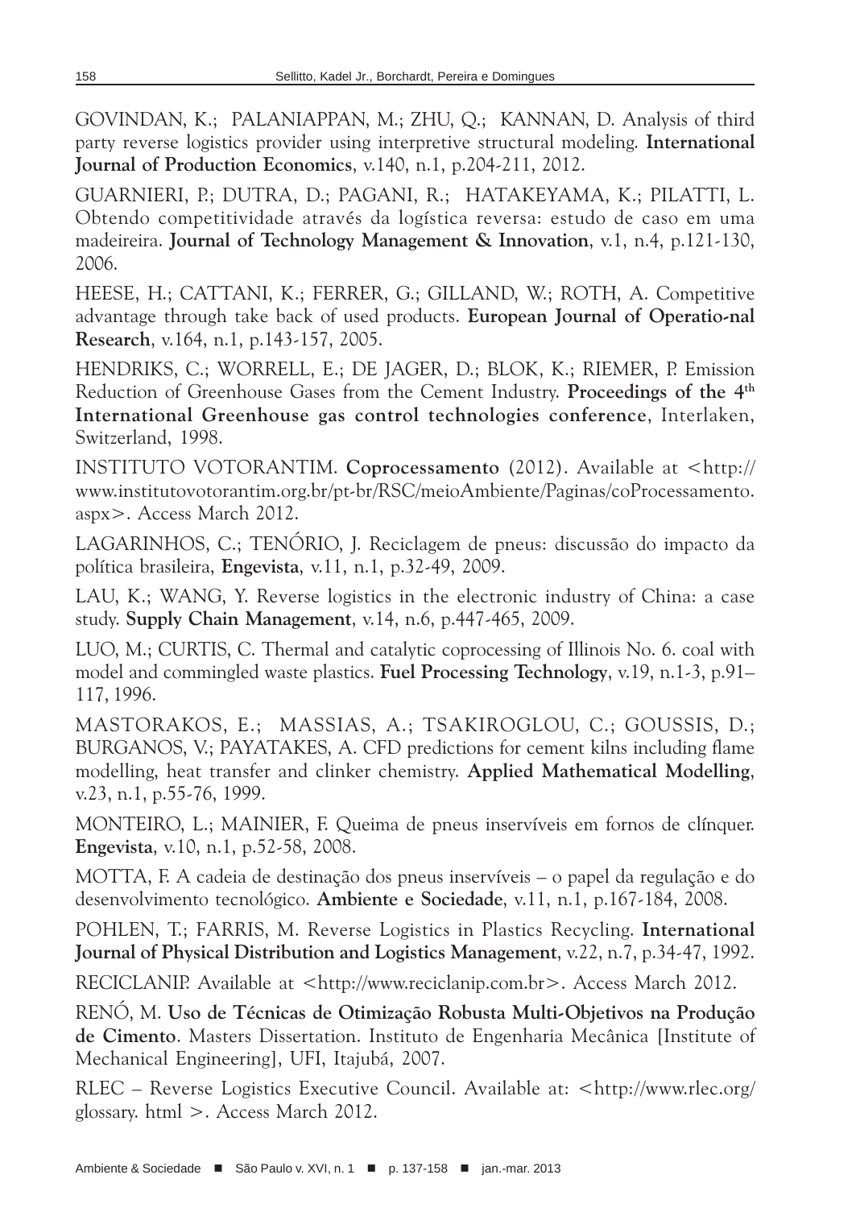GOVINDAN, K.; PALANIAPPAN, M.; ZHU, Q.; KANNAN, D. Analysis of third party reverse logistics provider using interpretive structural modeling. **International Journal of Production Economics**, v.140, n.1, p.204-211, 2012.

GUARNIERI, P.; DUTRA, D.; PAGANI, R.; HATAKEYAMA, K.; PILATTI, L. Obtendo competitividade através da logística reversa: estudo de caso em uma madeireira. **Journal of Technology Management & Innovation**, v.1, n.4, p.121-130, 2006.

HEESE, H.; CATTANI, K.; FERRER, G.; GILLAND, W.; ROTH, A. Competitive advantage through take back of used products. **European Journal of Operatio-nal Research**, v.164, n.1, p.143-157, 2005.

HENDRIKS, C.; WORRELL, E.; DE JAGER, D.; BLOK, K.; RIEMER, P. Emission Reduction of Greenhouse Gases from the Cement Industry. **Proceedings of the 4th International Greenhouse gas control technologies conference**, Interlaken, Switzerland, 1998.

INSTITUTO VOTORANTIM. **Coprocessamento** (2012). Available at <http://www.institutovotorantim.org.br/pt-br/RSC/meioAmbiente/Paginas/coProcessamento.aspx>. Access March 2012.

LAGARINHOS, C.; TENÓRIO, J. Reciclagem de pneus: discussão do impacto da política brasileira, **Engevista**, v.11, n.1, p.32-49, 2009.

LAU, K.; WANG, Y. Reverse logistics in the electronic industry of China: a case study. **Supply Chain Management**, v.14, n.6, p.447-465, 2009.

LUO, M.; CURTIS, C. Thermal and catalytic coprocessing of Illinois No. 6. coal with model and commingled waste plastics. **Fuel Processing Technology**, v.19, n.1-3, p.91–117, 1996.

MASTORAKOS, E.; MASSIAS, A.; TSAKIROGLOU, C.; GOUSSIS, D.; BURGANOS, V.; PAYATAKES, A. CFD predictions for cement kilns including flame modelling, heat transfer and clinker chemistry. **Applied Mathematical Modelling**, v.23, n.1, p.55-76, 1999.

MONTEIRO, L.; MAINIER, F. Queima de pneus inservíveis em fornos de clínquer. **Engevista**, v.10, n.1, p.52-58, 2008.

MOTTA, F. A cadeia de destinação dos pneus inservíveis – o papel da regulação e do desenvolvimento tecnológico. **Ambiente e Sociedade**, v.11, n.1, p.167-184, 2008.

POHLEN, T.; FARRIS, M. Reverse Logistics in Plastics Recycling. **International Journal of Physical Distribution and Logistics Management**, v.22, n.7, p.34-47, 1992.

RECICLANIP. Available at <http://www.reciclanip.com.br>. Access March 2012.

RENÓ, M. **Uso de Técnicas de Otimização Robusta Multi-Objetivos na Produção de Cimento**. Masters Dissertation. Instituto de Engenharia Mecânica [Institute of Mechanical Engineering], UFI, Itajubá, 2007.

RLEC – Reverse Logistics Executive Council. Available at: <http://www.rlec.org/glossary. html >. Access March 2012.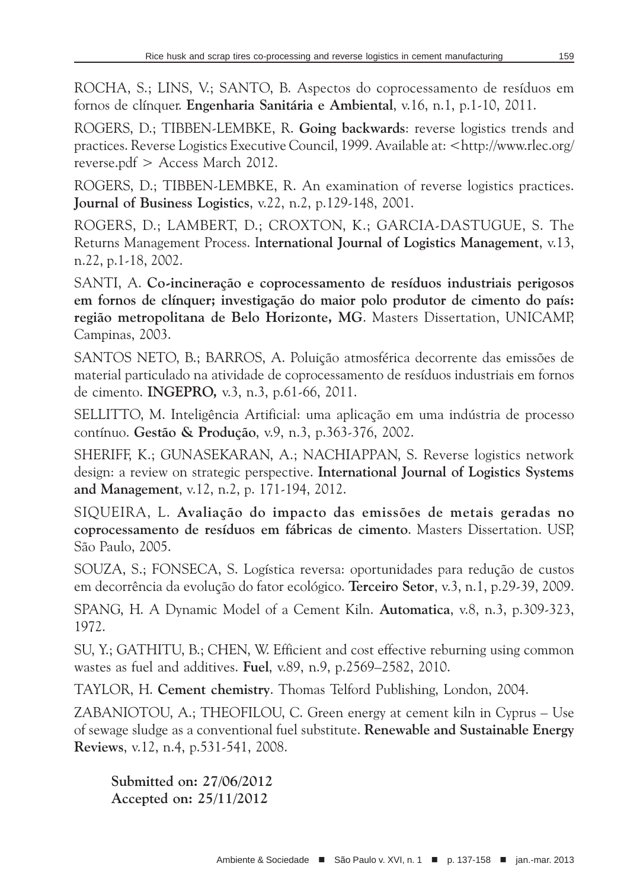ROCHA, S.; LINS, V.; SANTO, B. Aspectos do coprocessamento de resíduos em fornos de clínquer. **Engenharia Sanitária e Ambiental**, v.16, n.1, p.1-10, 2011.

ROGERS, D.; TIBBEN-LEMBKE, R. **Going backwards**: reverse logistics trends and practices. Reverse Logistics Executive Council, 1999. Available at: <http://www.rlec.org/reverse.pdf > Access March 2012.

ROGERS, D.; TIBBEN-LEMBKE, R. An examination of reverse logistics practices. **Journal of Business Logistics**, v.22, n.2, p.129-148, 2001.

ROGERS, D.; LAMBERT, D.; CROXTON, K.; GARCIA-DASTUGUE, S. The Returns Management Process. **International Journal of Logistics Management**, v.13, n.22, p.1-18, 2002.

SANTI, A. **Co-incineração e coprocessamento de resíduos industriais perigosos em fornos de clínquer; investigação do maior polo produtor de cimento do país: região metropolitana de Belo Horizonte, MG**. Masters Dissertation, UNICAMP, Campinas, 2003.

SANTOS NETO, B.; BARROS, A. Poluição atmosférica decorrente das emissões de material particulado na atividade de coprocessamento de resíduos industriais em fornos de cimento. **INGEPRO,** v.3, n.3, p.61-66, 2011.

SELLITTO, M. Inteligência Artificial: uma aplicação em uma indústria de processo contínuo. **Gestão & Produção**, v.9, n.3, p.363-376, 2002.

SHERIFF, K.; GUNASEKARAN, A.; NACHIAPPAN, S. Reverse logistics network design: a review on strategic perspective. **International Journal of Logistics Systems and Management**, v.12, n.2, p. 171-194, 2012.

SIQUEIRA, L. **Avaliação do impacto das emissões de metais geradas no coprocessamento de resíduos em fábricas de cimento**. Masters Dissertation. USP, São Paulo, 2005.

SOUZA, S.; FONSECA, S. Logística reversa: oportunidades para redução de custos em decorrência da evolução do fator ecológico. **Terceiro Setor**, v.3, n.1, p.29-39, 2009.

SPANG, H. A Dynamic Model of a Cement Kiln. **Automatica**, v.8, n.3, p.309-323, 1972.

SU, Y.; GATHITU, B.; CHEN, W. Efficient and cost effective reburning using common wastes as fuel and additives. **Fuel**, v.89, n.9, p.2569–2582, 2010.

TAYLOR, H. **Cement chemistry**. Thomas Telford Publishing, London, 2004.

ZABANIOTOU, A.; THEOFILOU, C. Green energy at cement kiln in Cyprus – Use of sewage sludge as a conventional fuel substitute. **Renewable and Sustainable Energy Reviews**, v.12, n.4, p.531-541, 2008.

**Submitted on: 27/06/2012**
**Accepted on: 25/11/2012**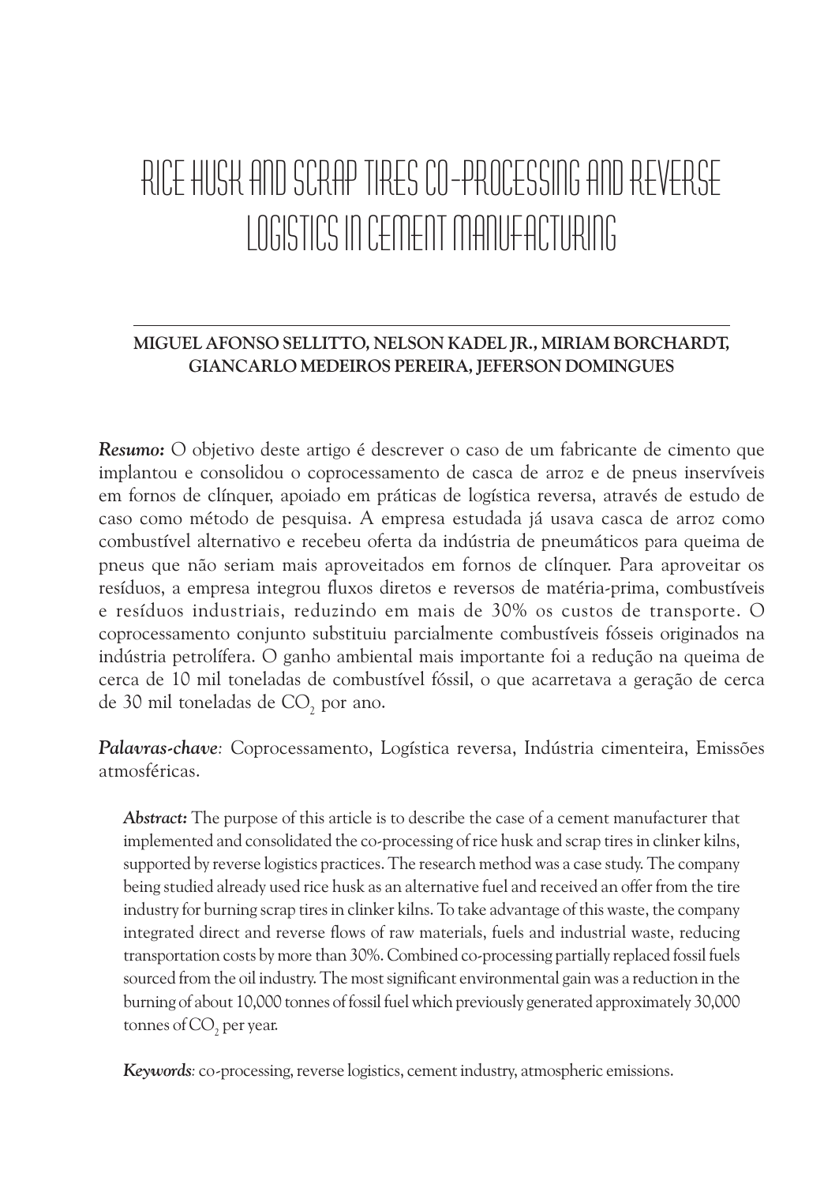# RICE HUSK AND SCRAP TIRES CO-PROCESSING AND REVERSE LOGISTICS IN CEMENT MANUFACTURING

**MIGUEL AFONSO SELLITTO, NELSON KADEL JR., MIRIAM BORCHARDT, GIANCARLO MEDEIROS PEREIRA, JEFERSON DOMINGUES**

***Resumo:*** O objetivo deste artigo é descrever o caso de um fabricante de cimento que implantou e consolidou o coprocessamento de casca de arroz e de pneus inservíveis em fornos de clínquer, apoiado em práticas de logística reversa, através de estudo de caso como método de pesquisa. A empresa estudada já usava casca de arroz como combustível alternativo e recebeu oferta da indústria de pneumáticos para queima de pneus que não seriam mais aproveitados em fornos de clínquer. Para aproveitar os resíduos, a empresa integrou fluxos diretos e reversos de matéria-prima, combustíveis e resíduos industriais, reduzindo em mais de 30% os custos de transporte. O coprocessamento conjunto substituiu parcialmente combustíveis fósseis originados na indústria petrolífera. O ganho ambiental mais importante foi a redução na queima de cerca de 10 mil toneladas de combustível fóssil, o que acarretava a geração de cerca de 30 mil toneladas de $CO_2$ por ano.

***Palavras-chave:*** Coprocessamento, Logística reversa, Indústria cimenteira, Emissões atmosféricas.

***Abstract:*** The purpose of this article is to describe the case of a cement manufacturer that implemented and consolidated the co-processing of rice husk and scrap tires in clinker kilns, supported by reverse logistics practices. The research method was a case study. The company being studied already used rice husk as an alternative fuel and received an offer from the tire industry for burning scrap tires in clinker kilns. To take advantage of this waste, the company integrated direct and reverse flows of raw materials, fuels and industrial waste, reducing transportation costs by more than 30%. Combined co-processing partially replaced fossil fuels sourced from the oil industry. The most significant environmental gain was a reduction in the burning of about 10,000 tonnes of fossil fuel which previously generated approximately 30,000 tonnes of $CO_2$ per year.

***Keywords:*** co-processing, reverse logistics, cement industry, atmospheric emissions.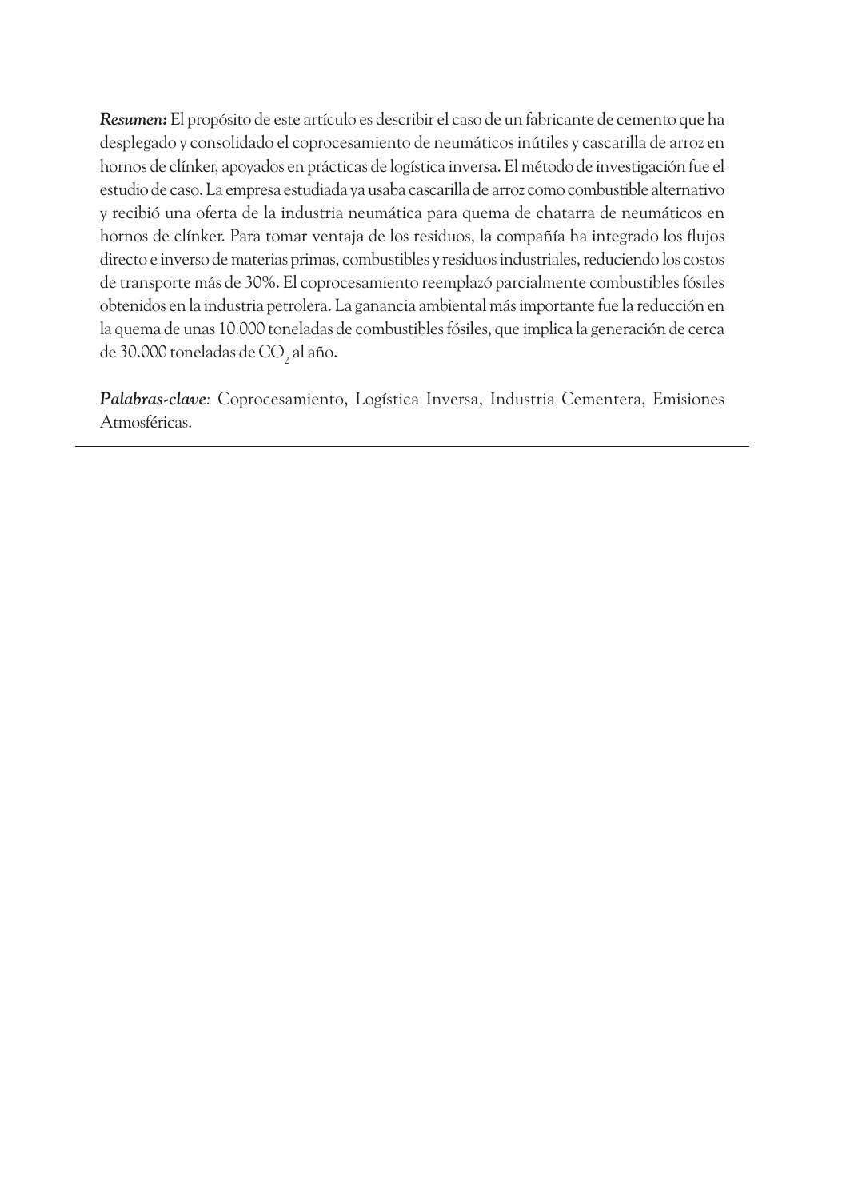***Resumen:*** El propósito de este artículo es describir el caso de un fabricante de cemento que ha desplegado y consolidado el coprocesamiento de neumáticos inútiles y cascarilla de arroz en hornos de clínker, apoyados en prácticas de logística inversa. El método de investigación fue el estudio de caso. La empresa estudiada ya usaba cascarilla de arroz como combustible alternativo y recibió una oferta de la industria neumática para quema de chatarra de neumáticos en hornos de clínker. Para tomar ventaja de los residuos, la compañía ha integrado los flujos directo e inverso de materias primas, combustibles y residuos industriales, reduciendo los costos de transporte más de 30%. El coprocesamiento reemplazó parcialmente combustibles fósiles obtenidos en la industria petrolera. La ganancia ambiental más importante fue la reducción en la quema de unas 10.000 toneladas de combustibles fósiles, que implica la generación de cerca de 30.000 toneladas de $CO_2$ al año.

***Palabras-clave****:* Coprocesamiento, Logística Inversa, Industria Cementera, Emisiones Atmosféricas.